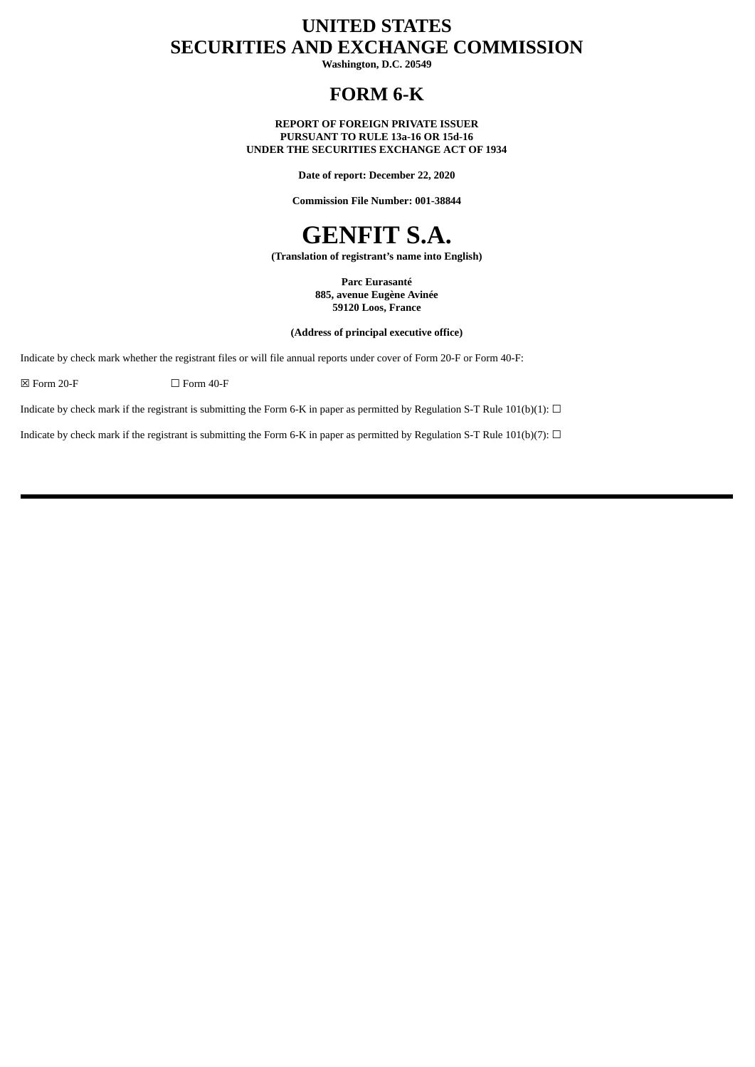# UNITED STATES
# SECURITIES AND EXCHANGE COMMISSION

**Washington, D.C. 20549**

## FORM 6-K

**REPORT OF FOREIGN PRIVATE ISSUER**
**PURSUANT TO RULE 13a-16 OR 15d-16**
**UNDER THE SECURITIES EXCHANGE ACT OF 1934**

**Date of report: December 22, 2020**

**Commission File Number: 001-38844**

# GENFIT S.A.

**(Translation of registrant's name into English)**

**Parc Eurasanté**
**885, avenue Eugène Avinée**
**59120 Loos, France**

**(Address of principal executive office)**

Indicate by check mark whether the registrant files or will file annual reports under cover of Form 20-F or Form 40-F:

☒ Form 20-F ☐ Form 40-F

Indicate by check mark if the registrant is submitting the Form 6-K in paper as permitted by Regulation S-T Rule 101(b)(1): ☐

Indicate by check mark if the registrant is submitting the Form 6-K in paper as permitted by Regulation S-T Rule 101(b)(7): ☐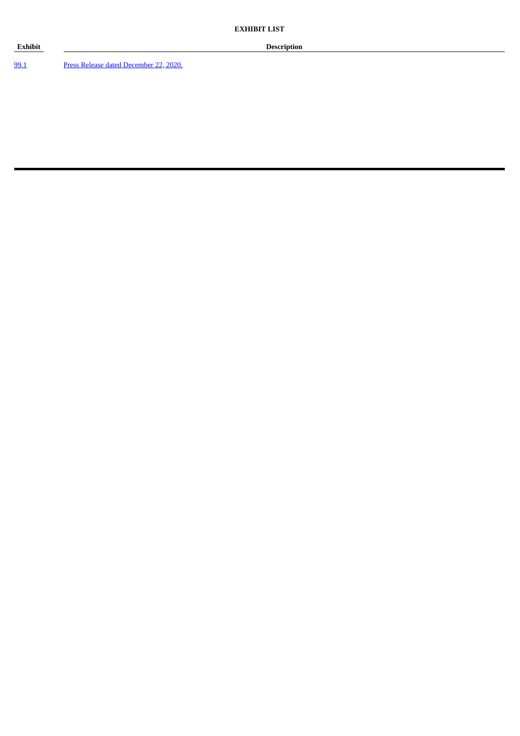**EXHIBIT LIST**

| Exhibit | Description |
| --- | --- |
| 99.1 | Press Release dated December 22, 2020. |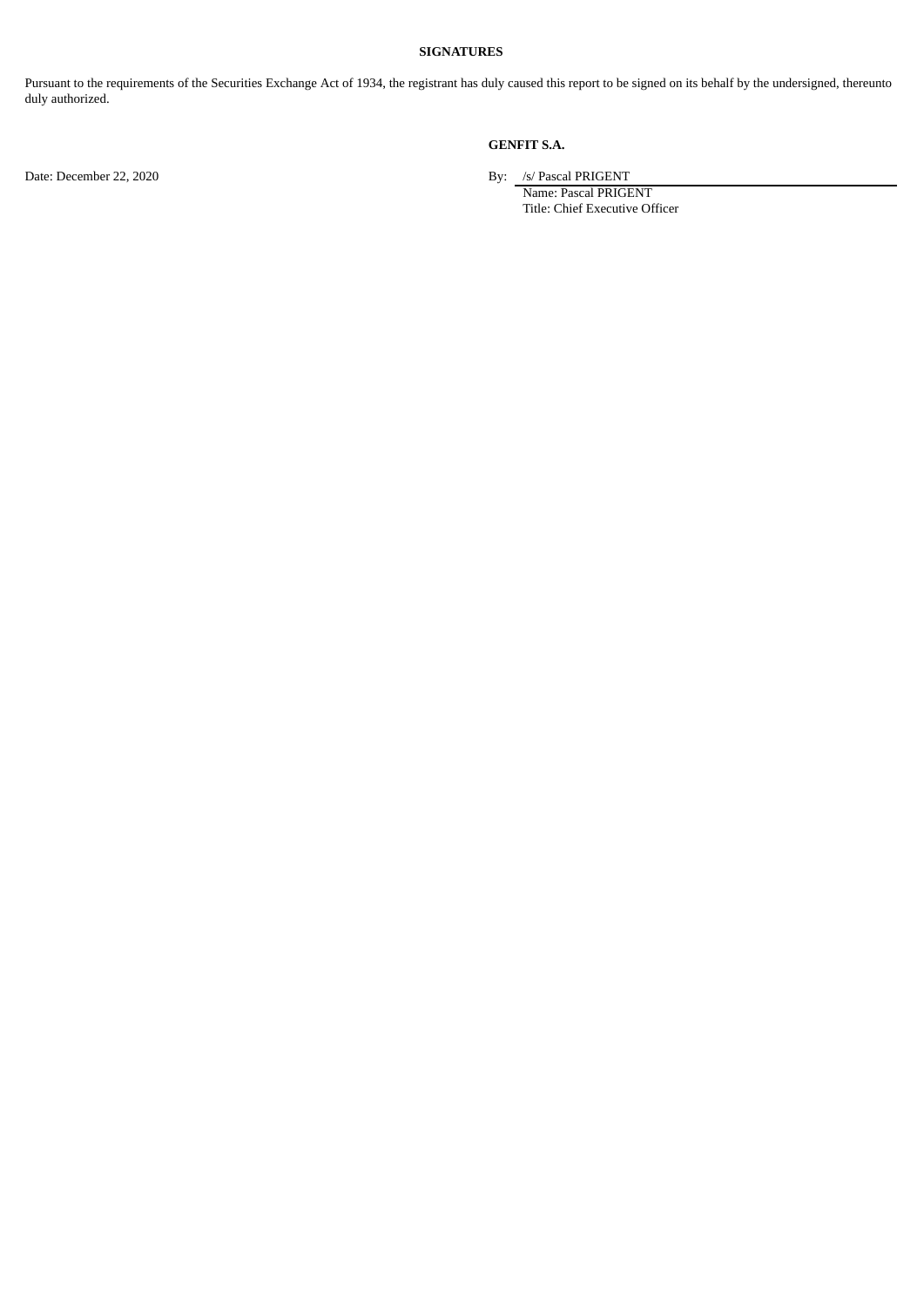**SIGNATURES**

Pursuant to the requirements of the Securities Exchange Act of 1934, the registrant has duly caused this report to be signed on its behalf by the undersigned, thereunto duly authorized.

**GENFIT S.A.**

Date: December 22, 2020

By: /s/ Pascal PRIGENT
Name: Pascal PRIGENT
Title: Chief Executive Officer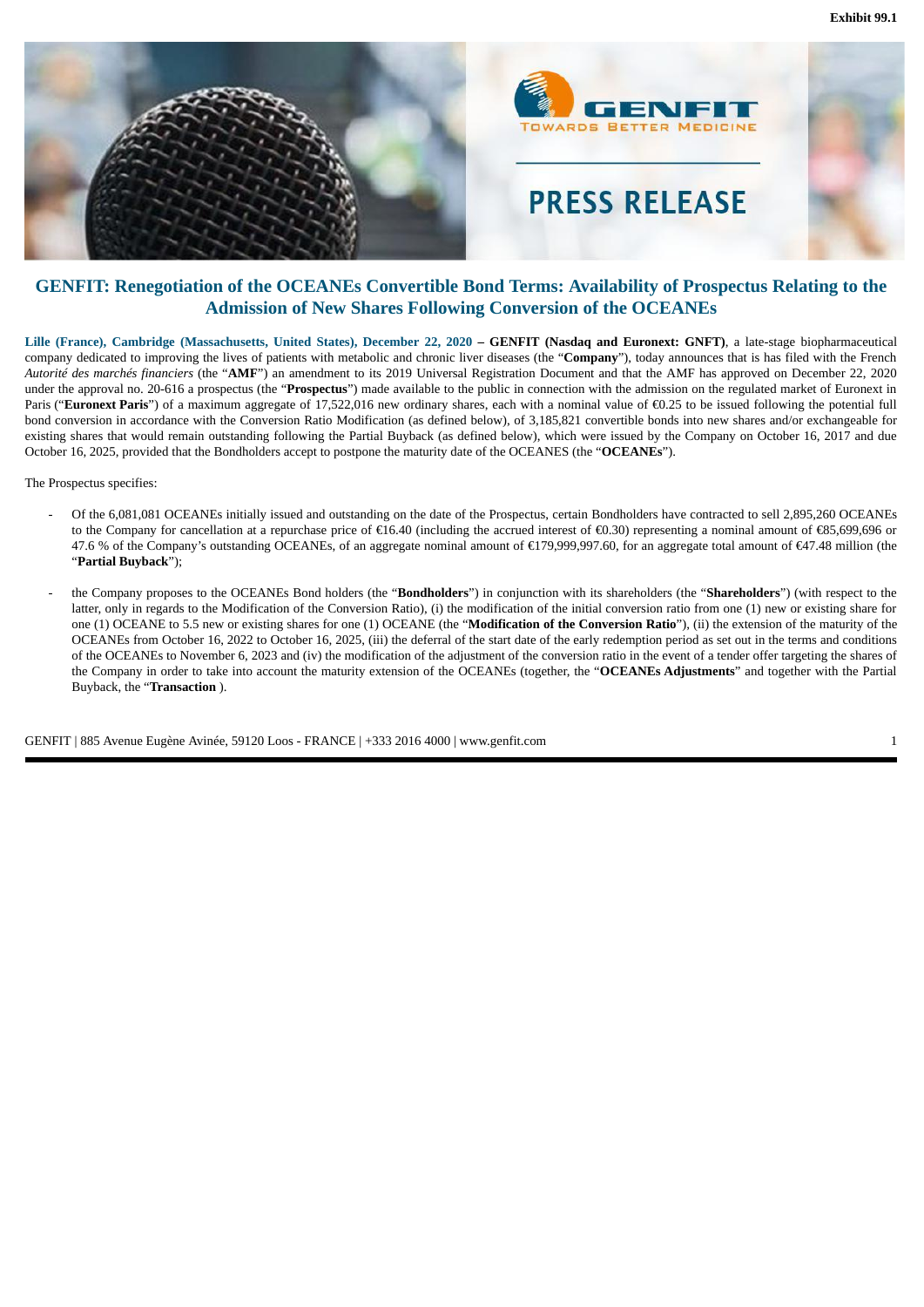Exhibit 99.1

# GENFIT: Renegotiation of the OCEANEs Convertible Bond Terms: Availability of Prospectus Relating to the Admission of New Shares Following Conversion of the OCEANEs

**Lille (France), Cambridge (Massachusetts, United States), December 22, 2020 – GENFIT (Nasdaq and Euronext: GNFT)**, a late-stage biopharmaceutical company dedicated to improving the lives of patients with metabolic and chronic liver diseases (the "**Company**"), today announces that is has filed with the French *Autorité des marchés financiers* (the "**AMF**") an amendment to its 2019 Universal Registration Document and that the AMF has approved on December 22, 2020 under the approval no. 20-616 a prospectus (the "**Prospectus**") made available to the public in connection with the admission on the regulated market of Euronext in Paris ("**Euronext Paris**") of a maximum aggregate of 17,522,016 new ordinary shares, each with a nominal value of €0.25 to be issued following the potential full bond conversion in accordance with the Conversion Ratio Modification (as defined below), of 3,185,821 convertible bonds into new shares and/or exchangeable for existing shares that would remain outstanding following the Partial Buyback (as defined below), which were issued by the Company on October 16, 2017 and due October 16, 2025, provided that the Bondholders accept to postpone the maturity date of the OCEANES (the "**OCEANEs**").

The Prospectus specifies:

- Of the 6,081,081 OCEANEs initially issued and outstanding on the date of the Prospectus, certain Bondholders have contracted to sell 2,895,260 OCEANEs to the Company for cancellation at a repurchase price of €16.40 (including the accrued interest of €0.30) representing a nominal amount of €85,699,696 or 47.6 % of the Company's outstanding OCEANEs, of an aggregate nominal amount of €179,999,997.60, for an aggregate total amount of €47.48 million (the "**Partial Buyback**");

- the Company proposes to the OCEANEs Bond holders (the "**Bondholders**") in conjunction with its shareholders (the "**Shareholders**") (with respect to the latter, only in regards to the Modification of the Conversion Ratio), (i) the modification of the initial conversion ratio from one (1) new or existing share for one (1) OCEANE to 5.5 new or existing shares for one (1) OCEANE (the "**Modification of the Conversion Ratio**"), (ii) the extension of the maturity of the OCEANEs from October 16, 2022 to October 16, 2025, (iii) the deferral of the start date of the early redemption period as set out in the terms and conditions of the OCEANEs to November 6, 2023 and (iv) the modification of the adjustment of the conversion ratio in the event of a tender offer targeting the shares of the Company in order to take into account the maturity extension of the OCEANEs (together, the "**OCEANEs Adjustments**" and together with the Partial Buyback, the "**Transaction** ).

GENFIT | 885 Avenue Eugène Avinée, 59120 Loos - FRANCE | +333 2016 4000 | www.genfit.com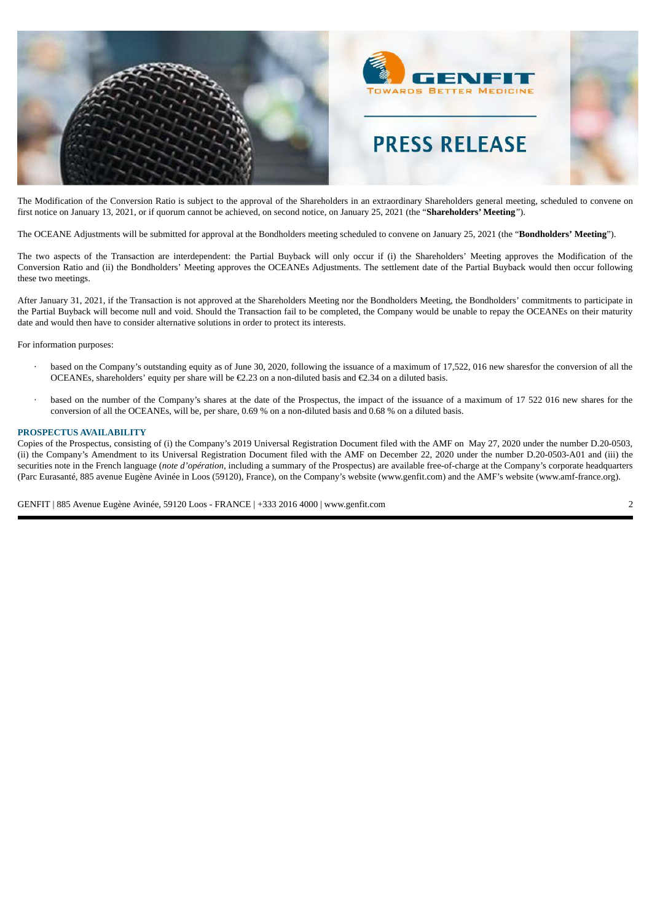The Modification of the Conversion Ratio is subject to the approval of the Shareholders in an extraordinary Shareholders general meeting, scheduled to convene on first notice on January 13, 2021, or if quorum cannot be achieved, on second notice, on January 25, 2021 (the "**Shareholders' Meeting**").

The OCEANE Adjustments will be submitted for approval at the Bondholders meeting scheduled to convene on January 25, 2021 (the "**Bondholders' Meeting**").

The two aspects of the Transaction are interdependent: the Partial Buyback will only occur if (i) the Shareholders' Meeting approves the Modification of the Conversion Ratio and (ii) the Bondholders' Meeting approves the OCEANEs Adjustments. The settlement date of the Partial Buyback would then occur following these two meetings.

After January 31, 2021, if the Transaction is not approved at the Shareholders Meeting nor the Bondholders Meeting, the Bondholders' commitments to participate in the Partial Buyback will become null and void. Should the Transaction fail to be completed, the Company would be unable to repay the OCEANEs on their maturity date and would then have to consider alternative solutions in order to protect its interests.

For information purposes:

- based on the Company's outstanding equity as of June 30, 2020, following the issuance of a maximum of 17,522, 016 new sharesfor the conversion of all the OCEANEs, shareholders' equity per share will be €2.23 on a non-diluted basis and €2.34 on a diluted basis.
- based on the number of the Company's shares at the date of the Prospectus, the impact of the issuance of a maximum of 17 522 016 new shares for the conversion of all the OCEANEs, will be, per share, 0.69 % on a non-diluted basis and 0.68 % on a diluted basis.

## PROSPECTUS AVAILABILITY

Copies of the Prospectus, consisting of (i) the Company's 2019 Universal Registration Document filed with the AMF on May 27, 2020 under the number D.20-0503, (ii) the Company's Amendment to its Universal Registration Document filed with the AMF on December 22, 2020 under the number D.20-0503-A01 and (iii) the securities note in the French language (*note d'opération*, including a summary of the Prospectus) are available free-of-charge at the Company's corporate headquarters (Parc Eurasanté, 885 avenue Eugène Avinée in Loos (59120), France), on the Company's website (www.genfit.com) and the AMF's website (www.amf-france.org).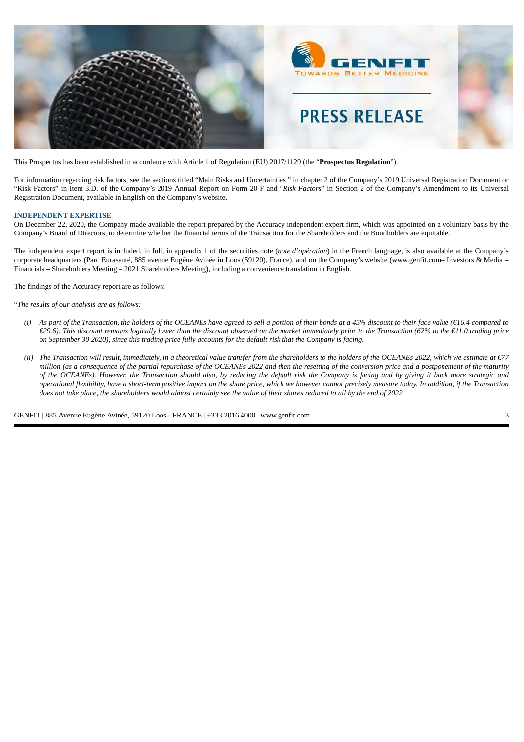This Prospectus has been established in accordance with Article 1 of Regulation (EU) 2017/1129 (the "**Prospectus Regulation**").

For information regarding risk factors, see the sections titled "Main Risks and Uncertainties " in chapter 2 of the Company's 2019 Universal Registration Document or "Risk Factors" in Item 3.D. of the Company's 2019 Annual Report on Form 20-F and "*Risk Factors*" in Section 2 of the Company's Amendment to its Universal Registration Document, available in English on the Company's website.

**INDEPENDENT EXPERTISE**

On December 22, 2020, the Company made available the report prepared by the Accuracy independent expert firm, which was appointed on a voluntary basis by the Company's Board of Directors, to determine whether the financial terms of the Transaction for the Shareholders and the Bondholders are equitable.

The independent expert report is included, in full, in appendix 1 of the securities note (*note d'opération*) in the French language, is also available at the Company's corporate headquarters (Parc Eurasanté, 885 avenue Eugène Avinée in Loos (59120), France), and on the Company's website (www.genfit.com– Investors & Media – Financials – Shareholders Meeting – 2021 Shareholders Meeting), including a convenience translation in English.

The findings of the Accuracy report are as follows:

"*The results of our analysis are as follows:*

*(i) As part of the Transaction, the holders of the OCEANEs have agreed to sell a portion of their bonds at a 45% discount to their face value (€16.4 compared to €29.6). This discount remains logically lower than the discount observed on the market immediately prior to the Transaction (62% to the €11.0 trading price on September 30 2020), since this trading price fully accounts for the default risk that the Company is facing.*

*(ii) The Transaction will result, immediately, in a theoretical value transfer from the shareholders to the holders of the OCEANEs 2022, which we estimate at €77 million (as a consequence of the partial repurchase of the OCEANEs 2022 and then the resetting of the conversion price and a postponement of the maturity of the OCEANEs). However, the Transaction should also, by reducing the default risk the Company is facing and by giving it back more strategic and operational flexibility, have a short-term positive impact on the share price, which we however cannot precisely measure today. In addition, if the Transaction does not take place, the shareholders would almost certainly see the value of their shares reduced to nil by the end of 2022.*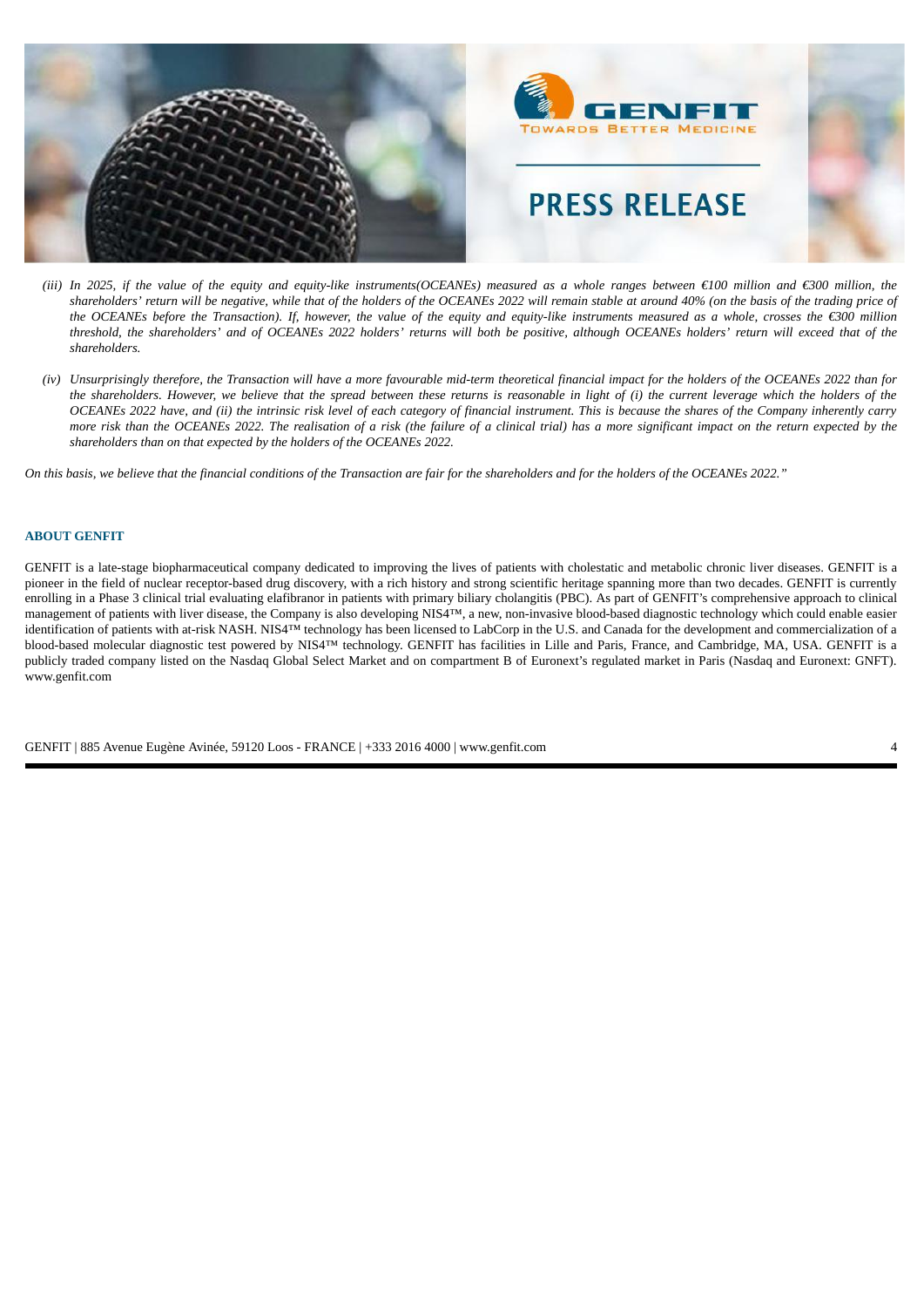*(iii) In 2025, if the value of the equity and equity-like instruments(OCEANEs) measured as a whole ranges between €100 million and €300 million, the shareholders' return will be negative, while that of the holders of the OCEANEs 2022 will remain stable at around 40% (on the basis of the trading price of the OCEANEs before the Transaction). If, however, the value of the equity and equity-like instruments measured as a whole, crosses the €300 million threshold, the shareholders' and of OCEANEs 2022 holders' returns will both be positive, although OCEANEs holders' return will exceed that of the shareholders.*

*(iv) Unsurprisingly therefore, the Transaction will have a more favourable mid-term theoretical financial impact for the holders of the OCEANEs 2022 than for the shareholders. However, we believe that the spread between these returns is reasonable in light of (i) the current leverage which the holders of the OCEANEs 2022 have, and (ii) the intrinsic risk level of each category of financial instrument. This is because the shares of the Company inherently carry more risk than the OCEANEs 2022. The realisation of a risk (the failure of a clinical trial) has a more significant impact on the return expected by the shareholders than on that expected by the holders of the OCEANEs 2022.*

*On this basis, we believe that the financial conditions of the Transaction are fair for the shareholders and for the holders of the OCEANEs 2022."*

**ABOUT GENFIT**

GENFIT is a late-stage biopharmaceutical company dedicated to improving the lives of patients with cholestatic and metabolic chronic liver diseases. GENFIT is a pioneer in the field of nuclear receptor-based drug discovery, with a rich history and strong scientific heritage spanning more than two decades. GENFIT is currently enrolling in a Phase 3 clinical trial evaluating elafibranor in patients with primary biliary cholangitis (PBC). As part of GENFIT's comprehensive approach to clinical management of patients with liver disease, the Company is also developing NIS4™, a new, non-invasive blood-based diagnostic technology which could enable easier identification of patients with at-risk NASH. NIS4™ technology has been licensed to LabCorp in the U.S. and Canada for the development and commercialization of a blood-based molecular diagnostic test powered by NIS4™ technology. GENFIT has facilities in Lille and Paris, France, and Cambridge, MA, USA. GENFIT is a publicly traded company listed on the Nasdaq Global Select Market and on compartment B of Euronext's regulated market in Paris (Nasdaq and Euronext: GNFT). www.genfit.com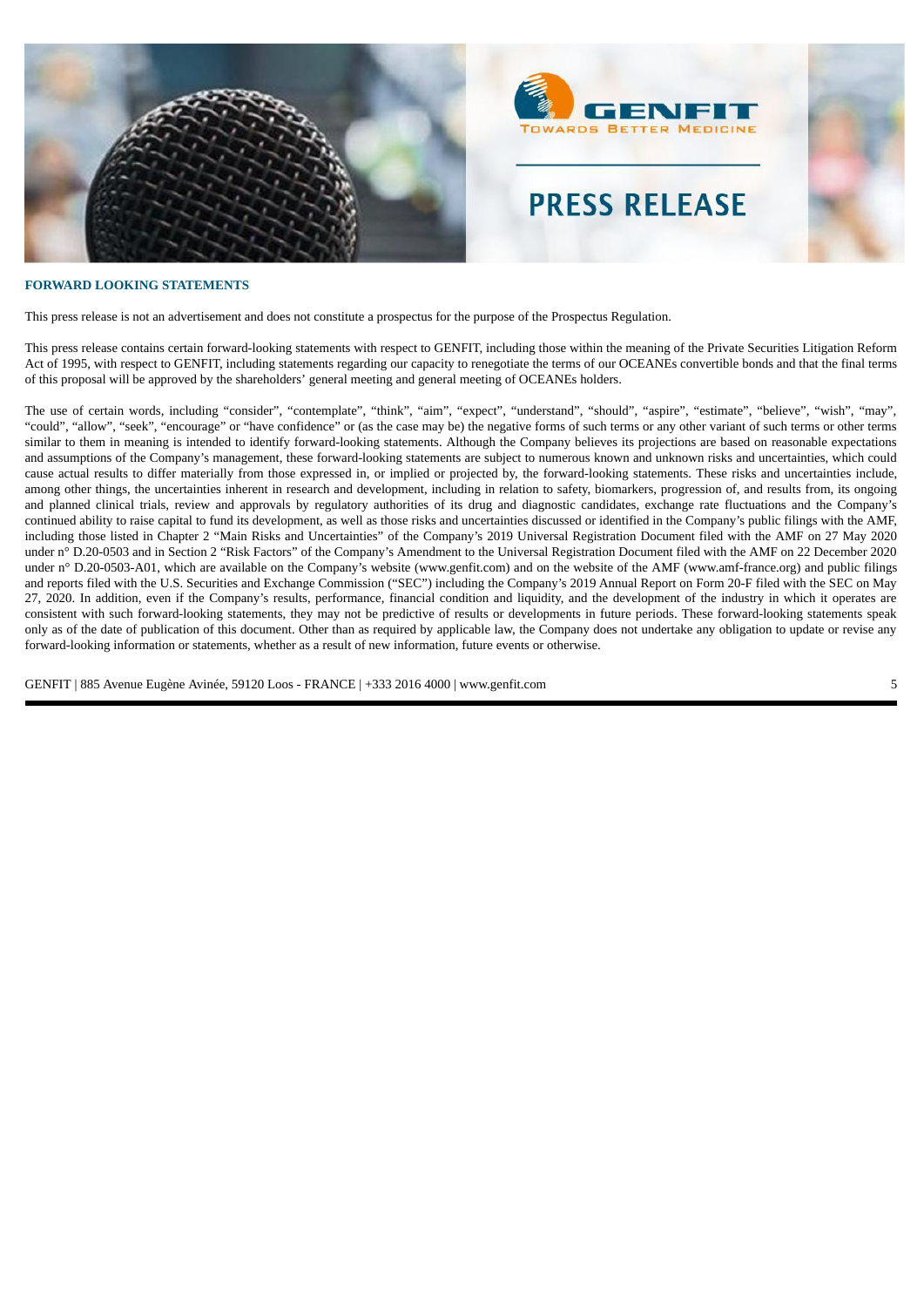## FORWARD LOOKING STATEMENTS

This press release is not an advertisement and does not constitute a prospectus for the purpose of the Prospectus Regulation.

This press release contains certain forward-looking statements with respect to GENFIT, including those within the meaning of the Private Securities Litigation Reform Act of 1995, with respect to GENFIT, including statements regarding our capacity to renegotiate the terms of our OCEANEs convertible bonds and that the final terms of this proposal will be approved by the shareholders' general meeting and general meeting of OCEANEs holders.

The use of certain words, including "consider", "contemplate", "think", "aim", "expect", "understand", "should", "aspire", "estimate", "believe", "wish", "may", "could", "allow", "seek", "encourage" or "have confidence" or (as the case may be) the negative forms of such terms or any other variant of such terms or other terms similar to them in meaning is intended to identify forward-looking statements. Although the Company believes its projections are based on reasonable expectations and assumptions of the Company's management, these forward-looking statements are subject to numerous known and unknown risks and uncertainties, which could cause actual results to differ materially from those expressed in, or implied or projected by, the forward-looking statements. These risks and uncertainties include, among other things, the uncertainties inherent in research and development, including in relation to safety, biomarkers, progression of, and results from, its ongoing and planned clinical trials, review and approvals by regulatory authorities of its drug and diagnostic candidates, exchange rate fluctuations and the Company's continued ability to raise capital to fund its development, as well as those risks and uncertainties discussed or identified in the Company's public filings with the AMF, including those listed in Chapter 2 "Main Risks and Uncertainties" of the Company's 2019 Universal Registration Document filed with the AMF on 27 May 2020 under n° D.20-0503 and in Section 2 "Risk Factors" of the Company's Amendment to the Universal Registration Document filed with the AMF on 22 December 2020 under n° D.20-0503-A01, which are available on the Company's website (www.genfit.com) and on the website of the AMF (www.amf-france.org) and public filings and reports filed with the U.S. Securities and Exchange Commission ("SEC") including the Company's 2019 Annual Report on Form 20-F filed with the SEC on May 27, 2020. In addition, even if the Company's results, performance, financial condition and liquidity, and the development of the industry in which it operates are consistent with such forward-looking statements, they may not be predictive of results or developments in future periods. These forward-looking statements speak only as of the date of publication of this document. Other than as required by applicable law, the Company does not undertake any obligation to update or revise any forward-looking information or statements, whether as a result of new information, future events or otherwise.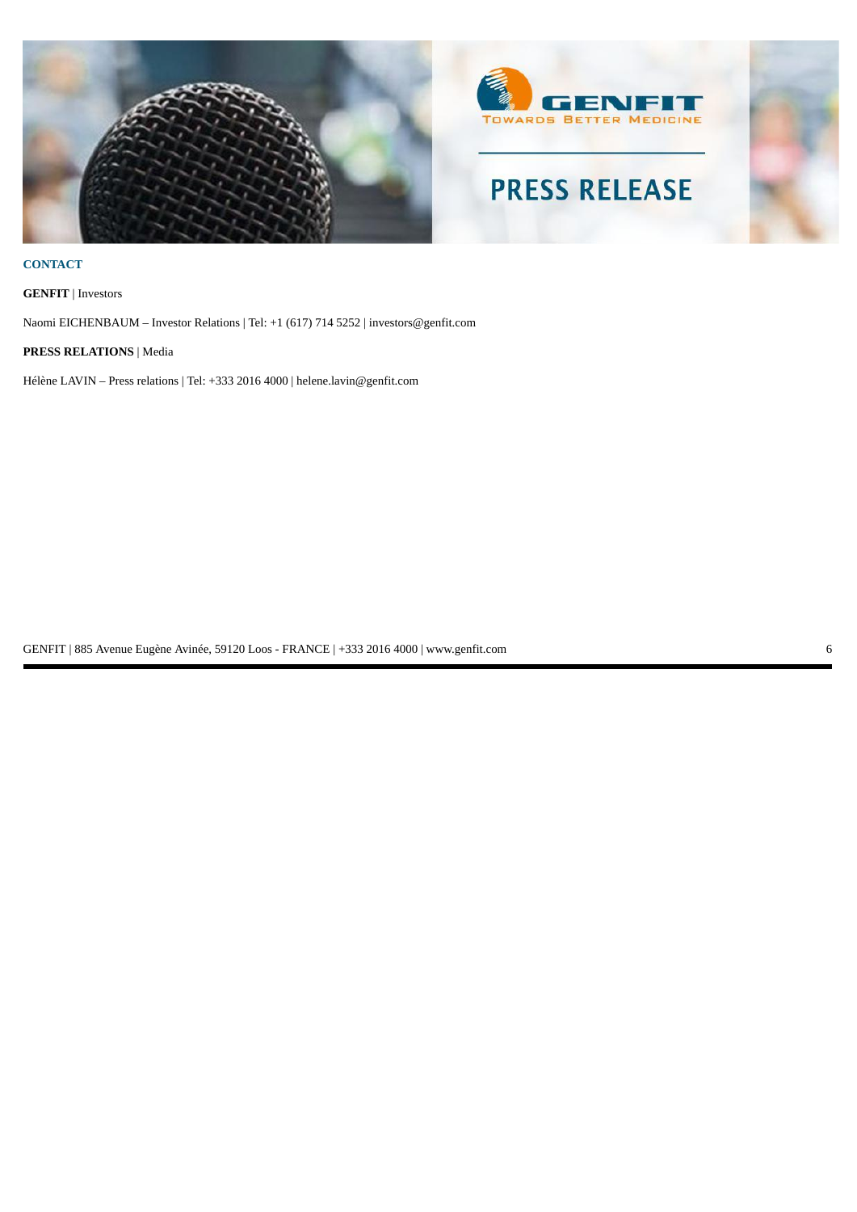**CONTACT**

**GENFIT** | Investors

Naomi EICHENBAUM – Investor Relations | Tel: +1 (617) 714 5252 | investors@genfit.com

**PRESS RELATIONS** | Media

Hélène LAVIN – Press relations | Tel: +333 2016 4000 | helene.lavin@genfit.com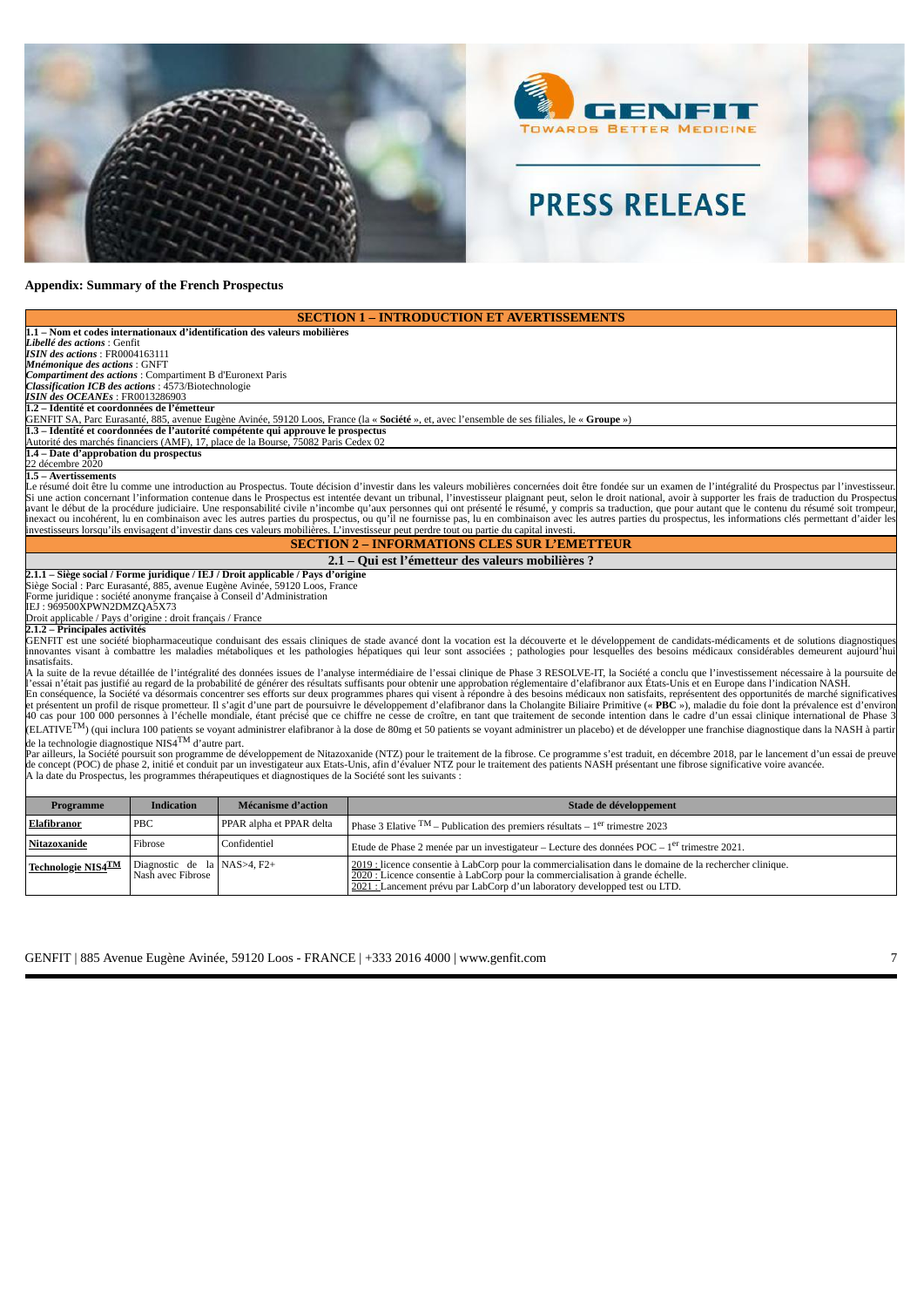**Appendix: Summary of the French Prospectus**

## SECTION 1 – INTRODUCTION ET AVERTISSEMENTS

**1.1 – Nom et codes internationaux d'identification des valeurs mobilières**

***Libellé des actions*** : Genfit
***ISIN des actions*** : FR0004163111
***Mnémonique des actions*** : GNFT
***Compartiment des actions*** : Compartiment B d'Euronext Paris
***Classification ICB des actions*** : 4573/Biotechnologie
***ISIN des OCEANEs*** : FR0013286903

**1.2 – Identité et coordonnées de l'émetteur**

GENFIT SA, Parc Eurasanté, 885, avenue Eugène Avinée, 59120 Loos, France (la « **Société** », et, avec l'ensemble de ses filiales, le « **Groupe** »)

**1.3 – Identité et coordonnées de l'autorité compétente qui approuve le prospectus**

Autorité des marchés financiers (AMF), 17, place de la Bourse, 75082 Paris Cedex 02

**1.4 – Date d'approbation du prospectus**

22 décembre 2020

**1.5 – Avertissements**

Le résumé doit être lu comme une introduction au Prospectus. Toute décision d'investir dans les valeurs mobilières concernées doit être fondée sur un examen de l'intégralité du Prospectus par l'investisseur. Si une action concernant l'information contenue dans le Prospectus est intentée devant un tribunal, l'investisseur plaignant peut, selon le droit national, avoir à supporter les frais de traduction du Prospectus avant le début de la procédure judiciaire. Une responsabilité civile n'incombe qu'aux personnes qui ont présenté le résumé, y compris sa traduction, que pour autant que le contenu du résumé soit trompeur, inexact ou incohérent, lu en combinaison avec les autres parties du prospectus, ou qu'il ne fournisse pas, lu en combinaison avec les autres parties du prospectus, les informations clés permettant d'aider les investisseurs lorsqu'ils envisagent d'investir dans ces valeurs mobilières. L'investisseur peut perdre tout ou partie du capital investi.

## SECTION 2 – INFORMATIONS CLES SUR L'EMETTEUR

### 2.1 – Qui est l'émetteur des valeurs mobilières ?

**2.1.1 – Siège social / Forme juridique / IEJ / Droit applicable / Pays d'origine**

Siège Social : Parc Eurasanté, 885, avenue Eugène Avinée, 59120 Loos, France
Forme juridique : société anonyme française à Conseil d'Administration
IEJ : 969500XPWN2DMZQA5X73
Droit applicable / Pays d'origine : droit français / France

**2.1.2 – Principales activités**

GENFIT est une société biopharmaceutique conduisant des essais cliniques de stade avancé dont la vocation est la découverte et le développement de candidats-médicaments et de solutions diagnostiques innovantes visant à combattre les maladies métaboliques et les pathologies hépatiques qui leur sont associées ; pathologies pour lesquelles des besoins médicaux considérables demeurent aujourd'hui insatisfaits.

A la suite de la revue détaillée de l'intégralité des données issues de l'analyse intermédiaire de l'essai clinique de Phase 3 RESOLVE-IT, la Société a conclu que l'investissement nécessaire à la poursuite de l'essai n'était pas justifié au regard de la probabilité de générer des résultats suffisants pour obtenir une approbation réglementaire d'elafibranor aux Etats-Unis et en Europe dans l'indication NASH.

En conséquence, la Société va désormais concentrer ses efforts sur deux programmes phares qui visent à répondre à des besoins médicaux non satisfaits, représentent des opportunités de marché significatives et présentent un profil de risque prometteur. Il s'agit d'une part de poursuivre le développement d'elafibranor dans la Cholangite Biliaire Primitive (« **PBC** »), maladie du foie dont la prévalence est d'environ 40 cas pour 100 000 personnes à l'échelle mondiale, étant précisé que ce chiffre ne cesse de croître, en tant que traitement de seconde intention dans le cadre d'un essai clinique international de Phase 3 (ELATIVE$^{TM}$) (qui inclura 100 patients se voyant administrer elafibranor à la dose de 80mg et 50 patients se voyant administrer un placebo) et de développer une franchise diagnostique dans la NASH à partir de la technologie diagnostique NIS4$^{TM}$ d'autre part.

Par ailleurs, la Société poursuit son programme de développement de Nitazoxanide (NTZ) pour le traitement de la fibrose. Ce programme s'est traduit, en décembre 2018, par le lancement d'un essai de preuve de concept (POC) de phase 2, initié et conduit par un investigateur aux Etats-Unis, afin d'évaluer NTZ pour le traitement des patients NASH présentant une fibrose significative voire avancée.

A la date du Prospectus, les programmes thérapeutiques et diagnostiques de la Société sont les suivants :

| Programme | Indication | Mécanisme d'action | Stade de développement |
|---|---|---|---|
| Elafibranor | PBC | PPAR alpha et PPAR delta | Phase 3 Elative $^{TM}$ – Publication des premiers résultats – 1$^{er}$ trimestre 2023 |
| Nitazoxanide | Fibrose | Confidentiel | Etude de Phase 2 menée par un investigateur – Lecture des données POC – 1$^{er}$ trimestre 2021. |
| Technologie NIS4$^{TM}$ | Diagnostic de la Nash avec Fibrose | NAS>4, F2+ | 2019 : licence consentie à LabCorp pour la commercialisation dans le domaine de la rechercher clinique.<br>2020 : Licence consentie à LabCorp pour la commercialisation à grande échelle.<br>2021 : Lancement prévu par LabCorp d'un laboratory developped test ou LTD. |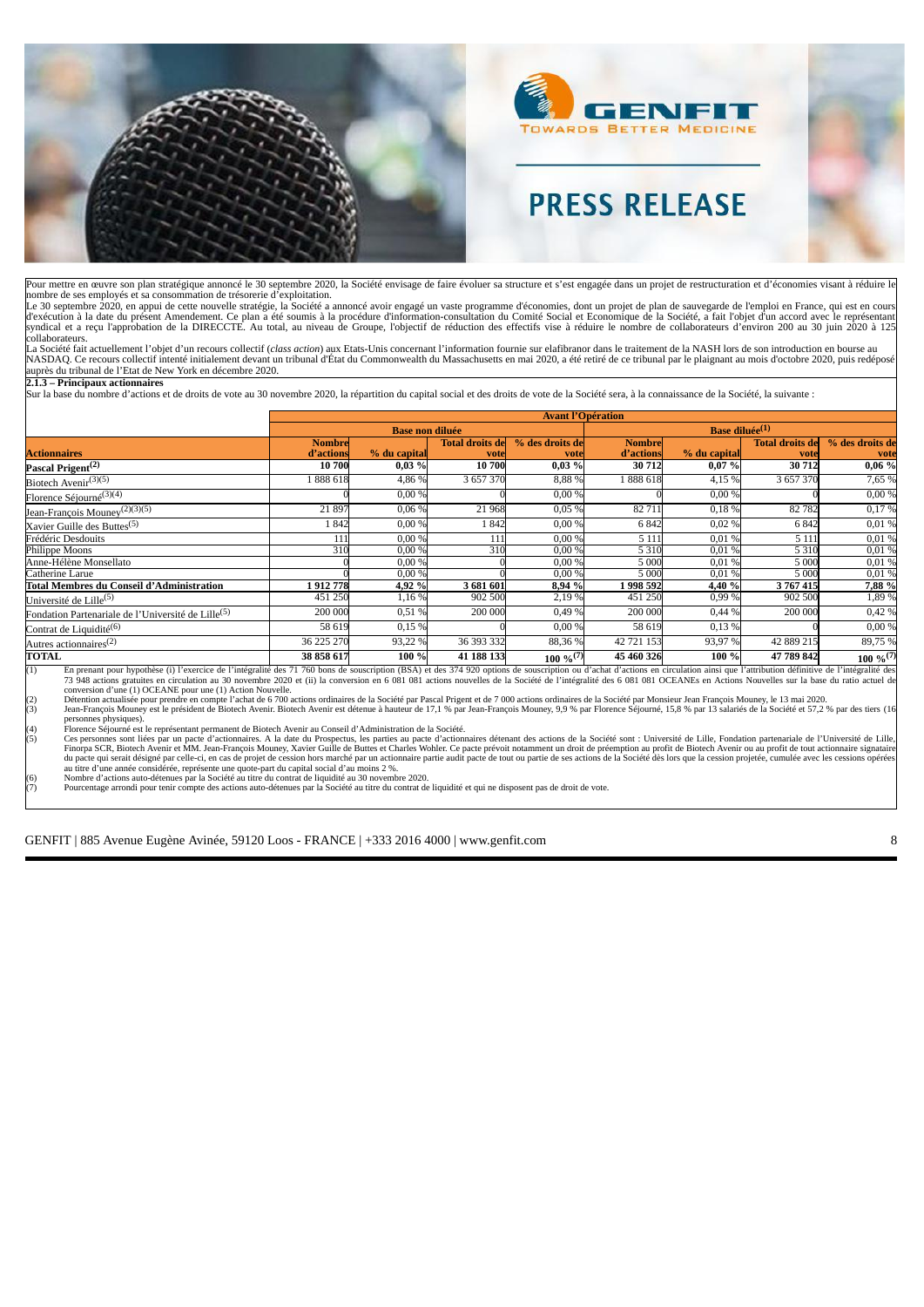Pour mettre en œuvre son plan stratégique annoncé le 30 septembre 2020, la Société envisage de faire évoluer sa structure et s'est engagée dans un projet de restructuration et d'économies visant à réduire le nombre de ses employés et sa consommation de trésorerie d'exploitation.

Le 30 septembre 2020, en appui de cette nouvelle stratégie, la Société a annoncé avoir engagé un vaste programme d'économies, dont un projet de plan de sauvegarde de l'emploi en France, qui est en cours d'exécution à la date du présent Amendement. Ce plan a été soumis à la procédure d'information-consultation du Comité Social et Economique de la Société, a fait l'objet d'un accord avec le représentant syndical et a reçu l'approbation de la DIRECCTE. Au total, au niveau de Groupe, l'objectif de réduction des effectifs vise à réduire le nombre de collaborateurs d'environ 200 au 30 juin 2020 à 125 collaborateurs.

La Société fait actuellement l'objet d'un recours collectif (*class action*) aux Etats-Unis concernant l'information fournie sur elafibranor dans le traitement de la NASH lors de son introduction en bourse au NASDAQ. Ce recours collectif intenté initialement devant un tribunal d'État du Commonwealth du Massachusetts en mai 2020, a été retiré de ce tribunal par le plaignant au mois d'octobre 2020, puis redéposé auprès du tribunal de l'Etat de New York en décembre 2020.

**2.1.3 – Principaux actionnaires**

Sur la base du nombre d'actions et de droits de vote au 30 novembre 2020, la répartition du capital social et des droits de vote de la Société sera, à la connaissance de la Société, la suivante :

| | **Avant l'Opération** | | | | | | | |
|---|---|---|---|---|---|---|---|---|
| | **Base non diluée** | | | | **Base diluée[1]** | | | |
| **Actionnaires** | **Nombre d'actions** | **% du capital** | **Total droits de vote** | **% des droits de vote** | **Nombre d'actions** | **% du capital** | **Total droits de vote** | **% des droits de vote** |
| **Pascal Prigent[2]** | **10 700** | **0,03 %** | **10 700** | **0,03 %** | **30 712** | **0,07 %** | **30 712** | **0,06 %** |
| Biotech Avenir[3][5] | 1 888 618 | 4,86 % | 3 657 370 | 8,88 % | 1 888 618 | 4,15 % | 3 657 370 | 7,65 % |
| Florence Séjourné[3][4] | 0 | 0,00 % | 0 | 0,00 % | 0 | 0,00 % | 0 | 0,00 % |
| Jean-François Mouney[2][3][5] | 21 897 | 0,06 % | 21 968 | 0,05 % | 82 711 | 0,18 % | 82 782 | 0,17 % |
| Xavier Guille des Buttes[5] | 1 842 | 0,00 % | 1 842 | 0,00 % | 6 842 | 0,02 % | 6 842 | 0,01 % |
| Frédéric Desdouits | 111 | 0,00 % | 111 | 0,00 % | 5 111 | 0,01 % | 5 111 | 0,01 % |
| Philippe Moons | 310 | 0,00 % | 310 | 0,00 % | 5 310 | 0,01 % | 5 310 | 0,01 % |
| Anne-Hélène Monsellato | 0 | 0,00 % | 0 | 0,00 % | 5 000 | 0,01 % | 5 000 | 0,01 % |
| Catherine Larue | 0 | 0,00 % | 0 | 0,00 % | 5 000 | 0,01 % | 5 000 | 0,01 % |
| **Total Membres du Conseil d'Administration** | **1 912 778** | **4,92 %** | **3 681 601** | **8,94 %** | **1 998 592** | **4,40 %** | **3 767 415** | **7,88 %** |
| Université de Lille[5] | 451 250 | 1,16 % | 902 500 | 2,19 % | 451 250 | 0,99 % | 902 500 | 1,89 % |
| Fondation Partenariale de l'Université de Lille[5] | 200 000 | 0,51 % | 200 000 | 0,49 % | 200 000 | 0,44 % | 200 000 | 0,42 % |
| Contrat de Liquidité[6] | 58 619 | 0,15 % | 0 | 0,00 % | 58 619 | 0,13 % | 0 | 0,00 % |
| Autres actionnaires[2] | 36 225 270 | 93,22 % | 36 393 332 | 88,36 % | 42 721 153 | 93,97 % | 42 889 215 | 89,75 % |
| **TOTAL** | **38 858 617** | **100 %** | **41 188 133** | **100 %[7]** | **45 460 326** | **100 %** | **47 789 842** | **100 %[7]** |

(1) En prenant pour hypothèse (i) l'exercice de l'intégralité des 71 760 bons de souscription (BSA) et des 374 920 options de souscription ou d'achat d'actions en circulation ainsi que l'attribution définitive de l'intégralité des 73 948 actions gratuites en circulation au 30 novembre 2020 et (ii) la conversion en 6 081 081 actions nouvelles de la Société de l'intégralité des 6 081 081 OCEANEs en Actions Nouvelles sur la base du ratio actuel de conversion d'une (1) OCEANE pour une (1) Action Nouvelle.

(2) Détention actualisée pour prendre en compte l'achat de 6 700 actions ordinaires de la Société par Pascal Prigent et de 7 000 actions ordinaires de la Société par Monsieur Jean François Mouney, le 13 mai 2020.

(3) Jean-François Mouney est le président de Biotech Avenir. Biotech Avenir est détenue à hauteur de 17,1 % par Jean-François Mouney, 9,9 % par Florence Séjourné, 15,8 % par 13 salariés de la Société et 57,2 % par des tiers (16 personnes physiques).

(4) Florence Séjourné est le représentant permanent de Biotech Avenir au Conseil d'Administration de la Société.

(5) Ces personnes sont liées par un pacte d'actionnaires. A la date du Prospectus, les parties au pacte d'actionnaires détenant des actions de la Société sont : Université de Lille, Fondation partenariale de l'Université de Lille, Finorpa SCR, Biotech Avenir et MM. Jean-François Mouney, Xavier Guille de Buttes et Charles Wohler. Ce pacte prévoit notamment un droit de préemption au profit de Biotech Avenir ou au profit de tout actionnaire signataire du pacte qui serait désigné par celle-ci, en cas de projet de cession hors marché par un actionnaire partie audit pacte de tout ou partie de ses actions de la Société dès lors que la cession projetée, cumulée avec les cessions opérées au titre d'une année considérée, représente une quote-part du capital social d'au moins 2 %.

(6) Nombre d'actions auto-détenues par la Société au titre du contrat de liquidité au 30 novembre 2020.

(7) Pourcentage arrondi pour tenir compte des actions auto-détenues par la Société au titre du contrat de liquidité et qui ne disposent pas de droit de vote.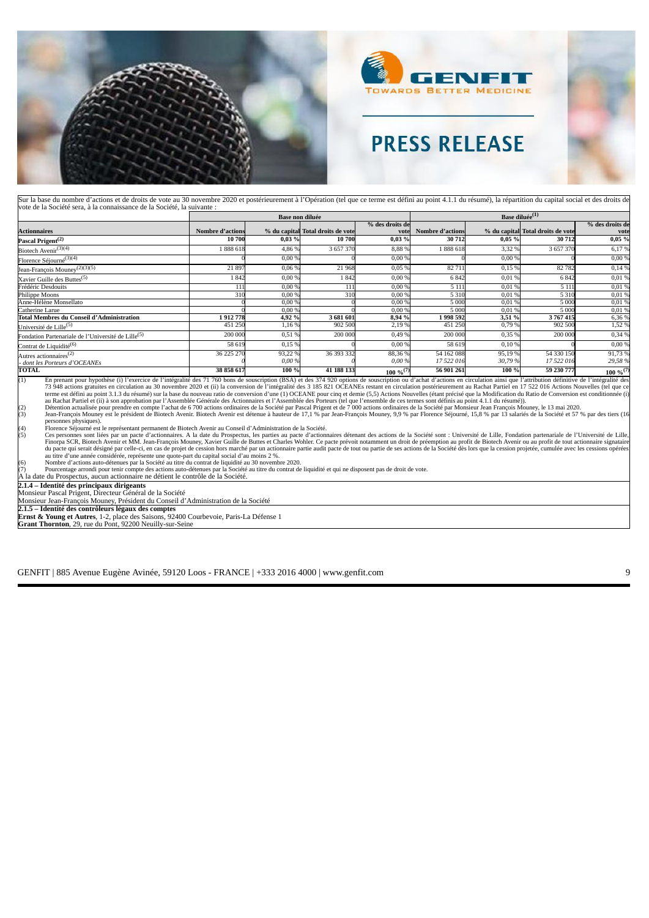Sur la base du nombre d'actions et de droits de vote au 30 novembre 2020 et postérieurement à l'Opération (tel que ce terme est défini au point 4.1.1 du résumé), la répartition du capital social et des droits de vote de la Société sera, à la connaissance de la Société, la suivante :

| | Base non diluée | | | | Base diluée[1] | | | |
|---|---|---|---|---|---|---|---|---|
| **Actionnaires** | **Nombre d'actions** | **% du capital** | **Total droits de vote** | **% des droits de vote** | **Nombre d'actions** | **% du capital** | **Total droits de vote** | **% des droits de vote** |
| **Pascal Prigent[2]** | **10 700** | **0,03 %** | **10 700** | **0,03 %** | **30 712** | **0,05 %** | **30 712** | **0,05 %** |
| Biotech Avenir[3][4] | 1 888 618 | 4,86 % | 3 657 370 | 8,88 % | 1 888 618 | 3,32 % | 3 657 370 | 6,17 % |
| Florence Séjourné[3][4] | 0 | 0,00 % | 0 | 0,00 % | 0 | 0,00 % | 0 | 0,00 % |
| Jean-François Mouney[2][3][5] | 21 897 | 0,06 % | 21 968 | 0,05 % | 82 711 | 0,15 % | 82 782 | 0,14 % |
| Xavier Guille des Buttes[5] | 1 842 | 0,00 % | 1 842 | 0,00 % | 6 842 | 0,01 % | 6 842 | 0,01 % |
| Frédéric Desdouits | 111 | 0,00 % | 111 | 0,00 % | 5 111 | 0,01 % | 5 111 | 0,01 % |
| Philippe Moons | 310 | 0,00 % | 310 | 0,00 % | 5 310 | 0,01 % | 5 310 | 0,01 % |
| Anne-Hélène Monsellato | 0 | 0,00 % | 0 | 0,00 % | 5 000 | 0,01 % | 5 000 | 0,01 % |
| Catherine Larue | 0 | 0,00 % | 0 | 0,00 % | 5 000 | 0,01 % | 5 000 | 0,01 % |
| **Total Membres du Conseil d'Administration** | **1 912 778** | **4,92 %** | **3 681 601** | **8,94 %** | **1 998 592** | **3,51 %** | **3 767 415** | 6,36 % |
| Université de Lille[5] | 451 250 | 1,16 % | 902 500 | 2,19 % | 451 250 | 0,79 % | 902 500 | 1,52 % |
| Fondation Partenariale de l'Université de Lille[5] | 200 000 | 0,51 % | 200 000 | 0,49 % | 200 000 | 0,35 % | 200 000 | 0,34 % |
| Contrat de Liquidité[6] | 58 619 | 0,15 % | 0 | 0,00 % | 58 619 | 0,10 % | 0 | 0,00 % |
| Autres actionnaires[2] | 36 225 270 | 93,22 % | 36 393 332 | 88,36 % | 54 162 088 | 95,19 % | 54 330 150 | 91,73 % |
| *- dont les Porteurs d'OCEANEs* | *0* | *0,00 %* | *0* | *0,00 %* | *17 522 016* | *30,79 %* | *17 522 016* | *29,58 %* |
| **TOTAL** | **38 858 617** | **100 %** | **41 188 133** | **100 %[7]** | **56 901 261** | **100 %** | **59 230 777** | **100 %[7]** |

(1) En prenant pour hypothèse (i) l'exercice de l'intégralité des 71 760 bons de souscription (BSA) et des 374 920 options de souscription ou d'achat d'actions en circulation ainsi que l'attribution définitive de l'intégralité des 73 948 actions gratuites en circulation au 30 novembre 2020 et (ii) la conversion de l'intégralité des 3 185 821 OCEANEs restant en circulation postérieurement au Rachat Partiel en 17 522 016 Actions Nouvelles (tel que ce terme est défini au point 3.1.3 du résumé) sur la base du nouveau ratio de conversion d'une (1) OCEANE pour cinq et demie (5,5) Actions Nouvelles (étant précisé que la Modification du Ratio de Conversion est conditionnée (i) au Rachat Partiel et (ii) à son approbation par l'Assemblée Générale des Actionnaires et l'Assemblée des Porteurs (tel que l'ensemble de ces termes sont définis au point 4.1.1 du résumé)).

(2) Détention actualisée pour prendre en compte l'achat de 6 700 actions ordinaires de la Société par Pascal Prigent et de 7 000 actions ordinaires de la Société par Monsieur Jean François Mouney, le 13 mai 2020.

(3) Jean-François Mouney est le président de Biotech Avenir. Biotech Avenir est détenue à hauteur de 17,1 % par Jean-François Mouney, 9,9 % par Florence Séjourné, 15,8 % par 13 salariés de la Société et 57 % par des tiers (16 personnes physiques).

(4) Florence Séjourné est le représentant permanent de Biotech Avenir au Conseil d'Administration de la Société.

(5) Ces personnes sont liées par un pacte d'actionnaires. A la date du Prospectus, les parties au pacte d'actionnaires détenant des actions de la Société sont : Université de Lille, Fondation partenariale de l'Université de Lille, Finorpa SCR, Biotech Avenir et MM. Jean-François Mouney, Xavier Guille de Buttes et Charles Wohler. Ce pacte prévoit notamment un droit de préemption au profit de Biotech Avenir ou au profit de tout actionnaire signataire du pacte qui serait désigné par celle-ci, en cas de projet de cession hors marché par un actionnaire partie audit pacte de tout ou partie de ses actions de la Société dès lors que la cession projetée, cumulée avec les cessions opérées au titre d'une année considérée, représente une quote-part du capital social d'au moins 2 %.

(6) Nombre d'actions auto-détenues par la Société au titre du contrat de liquidité au 30 novembre 2020.

(7) Pourcentage arrondi pour tenir compte des actions auto-détenues par la Société au titre du contrat de liquidité et qui ne disposent pas de droit de vote.

A la date du Prospectus, aucun actionnaire ne détient le contrôle de la Société.

**2.1.4 – Identité des principaux dirigeants**

Monsieur Pascal Prigent, Directeur Général de la Société

Monsieur Jean-François Mouney, Président du Conseil d'Administration de la Société

**2.1.5 – Identité des contrôleurs légaux des comptes**

**Ernst & Young et Autres**, 1-2, place des Saisons, 92400 Courbevoie, Paris-La Défense 1

**Grant Thornton**, 29, rue du Pont, 92200 Neuilly-sur-Seine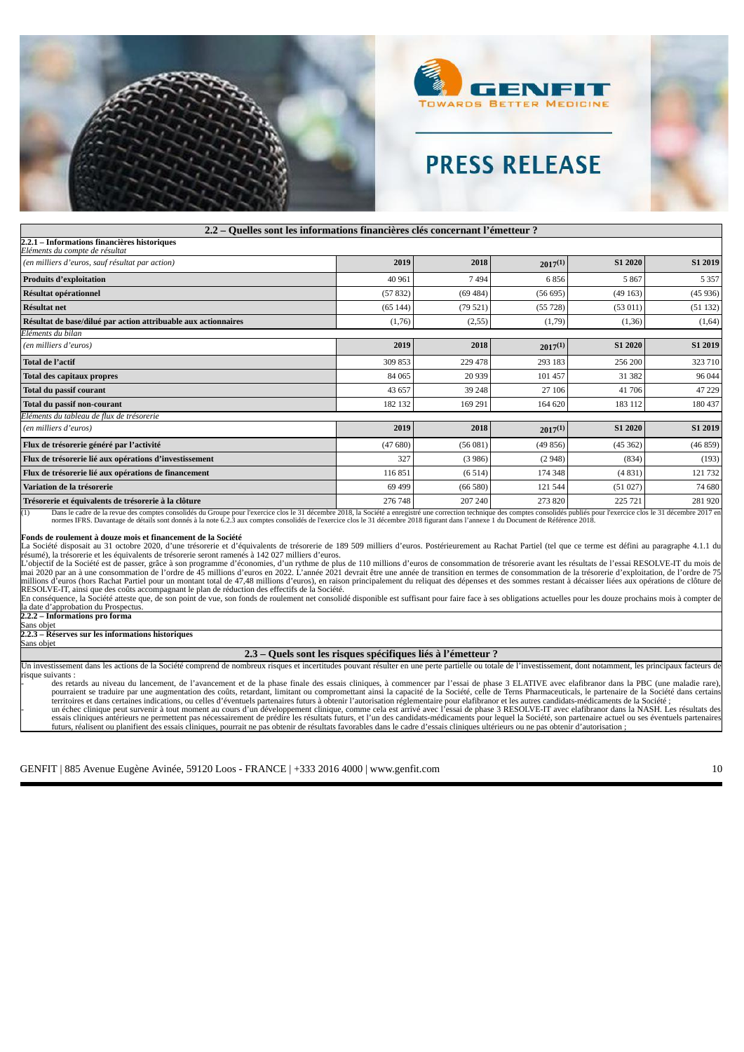## 2.2 – Quelles sont les informations financières clés concernant l'émetteur ?

**2.2.1 – Informations financières historiques**

*Eléments du compte de résultat*

| *(en milliers d'euros, sauf résultat par action)* | 2019 | 2018 | 2017(1) | S1 2020 | S1 2019 |
|---|---|---|---|---|---|
| **Produits d'exploitation** | 40 961 | 7 494 | 6 856 | 5 867 | 5 357 |
| **Résultat opérationnel** | (57 832) | (69 484) | (56 695) | (49 163) | (45 936) |
| **Résultat net** | (65 144) | (79 521) | (55 728) | (53 011) | (51 132) |
| **Résultat de base/dilué par action attribuable aux actionnaires** | (1,76) | (2,55) | (1,79) | (1,36) | (1,64) |

*Eléments du bilan*

| *(en milliers d'euros)* | 2019 | 2018 | 2017(1) | S1 2020 | S1 2019 |
|---|---|---|---|---|---|
| **Total de l'actif** | 309 853 | 229 478 | 293 183 | 256 200 | 323 710 |
| **Total des capitaux propres** | 84 065 | 20 939 | 101 457 | 31 382 | 96 044 |
| **Total du passif courant** | 43 657 | 39 248 | 27 106 | 41 706 | 47 229 |
| **Total du passif non-courant** | 182 132 | 169 291 | 164 620 | 183 112 | 180 437 |

*Eléments du tableau de flux de trésorerie*

| *(en milliers d'euros)* | 2019 | 2018 | 2017(1) | S1 2020 | S1 2019 |
|---|---|---|---|---|---|
| **Flux de trésorerie généré par l'activité** | (47 680) | (56 081) | (49 856) | (45 362) | (46 859) |
| **Flux de trésorerie lié aux opérations d'investissement** | 327 | (3 986) | (2 948) | (834) | (193) |
| **Flux de trésorerie lié aux opérations de financement** | 116 851 | (6 514) | 174 348 | (4 831) | 121 732 |
| **Variation de la trésorerie** | 69 499 | (66 580) | 121 544 | (51 027) | 74 680 |
| **Trésorerie et équivalents de trésorerie à la clôture** | 276 748 | 207 240 | 273 820 | 225 721 | 281 920 |

(1) Dans le cadre de la revue des comptes consolidés du Groupe pour l'exercice clos le 31 décembre 2018, la Société a enregistré une correction technique des comptes consolidés publiés pour l'exercice clos le 31 décembre 2017 en normes IFRS. Davantage de détails sont donnés à la note 6.2.3 aux comptes consolidés de l'exercice clos le 31 décembre 2018 figurant dans l'annexe 1 du Document de Référence 2018.

**Fonds de roulement à douze mois et financement de la Société**

La Société disposait au 31 octobre 2020, d'une trésorerie et d'équivalents de trésorerie de 189 509 milliers d'euros. Postérieurement au Rachat Partiel (tel que ce terme est défini au paragraphe 4.1.1 du résumé), la trésorerie et les équivalents de trésorerie seront ramenés à 142 027 milliers d'euros.

L'objectif de la Société est de passer, grâce à son programme d'économies, d'un rythme de plus de 110 millions d'euros de consommation de trésorerie avant les résultats de l'essai RESOLVE-IT du mois de mai 2020 par an à une consommation de l'ordre de 45 millions d'euros en 2022. L'année 2021 devrait être une année de transition en termes de consommation de la trésorerie d'exploitation, de l'ordre de 75 millions d'euros (hors Rachat Partiel pour un montant total de 47,48 millions d'euros), en raison principalement du reliquat des dépenses et des sommes restant à décaisser liées aux opérations de clôture de RESOLVE-IT, ainsi que des coûts accompagnant le plan de réduction des effectifs de la Société.

En conséquence, la Société atteste que, de son point de vue, son fonds de roulement net consolidé disponible est suffisant pour faire face à ses obligations actuelles pour les douze prochains mois à compter de la date d'approbation du Prospectus.

**2.2.2 – Informations pro forma**

Sans objet

**2.2.3 – Réserves sur les informations historiques**

Sans objet

## 2.3 – Quels sont les risques spécifiques liés à l'émetteur ?

Un investissement dans les actions de la Société comprend de nombreux risques et incertitudes pouvant résulter en une perte partielle ou totale de l'investissement, dont notamment, les principaux facteurs de risque suivants :

- des retards au niveau du lancement, de l'avancement et de la phase finale des essais cliniques, à commencer par l'essai de phase 3 ELATIVE avec elafibranor dans la PBC (une maladie rare), pourraient se traduire par une augmentation des coûts, retardant, limitant ou compromettant ainsi la capacité de la Société, celle de Terns Pharmaceuticals, le partenaire de la Société dans certains territoires et dans certaines indications, ou celles d'éventuels partenaires futurs à obtenir l'autorisation réglementaire pour elafibranor et les autres candidats-médicaments de la Société ;
- un échec clinique peut survenir à tout moment au cours d'un développement clinique, comme cela est arrivé avec l'essai de phase 3 RESOLVE-IT avec elafibranor dans la NASH. Les résultats des essais cliniques antérieurs ne permettent pas nécessairement de prédire les résultats futurs, et l'un des candidats-médicaments pour lequel la Société, son partenaire actuel ou ses éventuels partenaires futurs, réalisent ou planifient des essais cliniques, pourrait ne pas obtenir de résultats favorables dans le cadre d'essais cliniques ultérieurs ou ne pas obtenir d'autorisation ;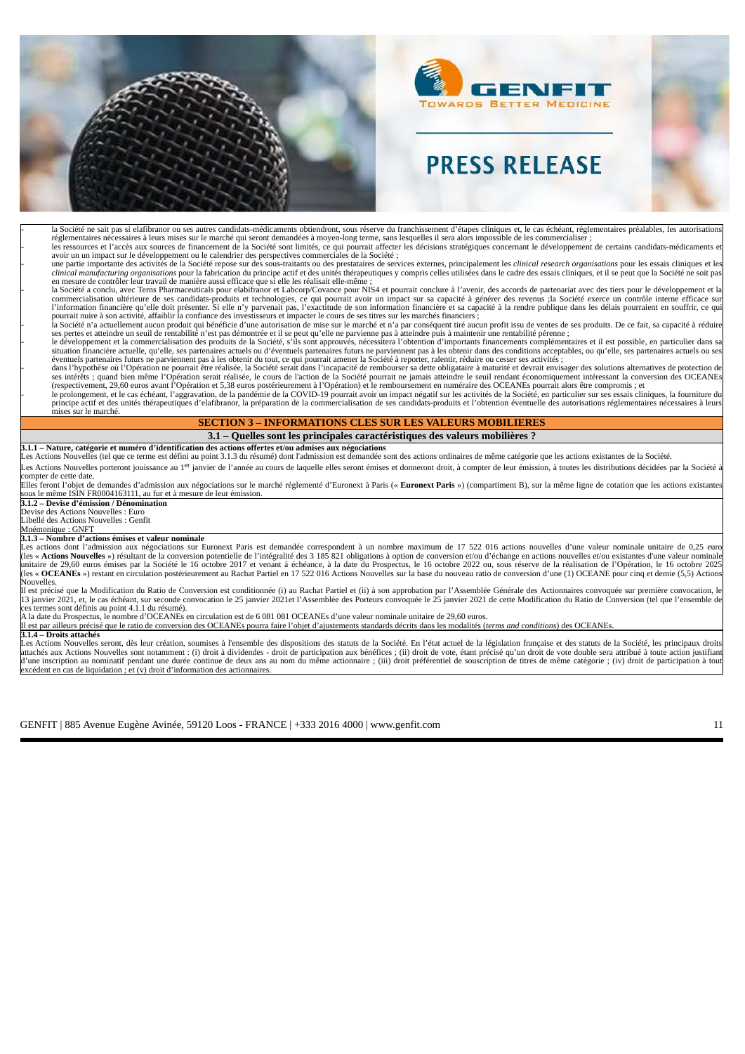- la Société ne sait pas si elafibranor ou ses autres candidats-médicaments obtiendront, sous réserve du franchissement d'étapes cliniques et, le cas échéant, réglementaires préalables, les autorisations réglementaires nécessaires à leurs mises sur le marché qui seront demandées à moyen-long terme, sans lesquelles il sera alors impossible de les commercialiser ;
- les ressources et l'accès aux sources de financement de la Société sont limités, ce qui pourrait affecter les décisions stratégiques concernant le développement de certains candidats-médicaments et avoir un un impact sur le développement ou le calendrier des perspectives commerciales de la Société ;
- une partie importante des activités de la Société repose sur des sous-traitants ou des prestataires de services externes, principalement les *clinical research organisations* pour les essais cliniques et les *clinical manufacturing organisations* pour la fabrication du principe actif et des unités thérapeutiques y compris celles utilisées dans le cadre des essais cliniques, et il se peut que la Société ne soit pas en mesure de contrôler leur travail de manière aussi efficace que si elle les réalisait elle-même ;
- la Société a conclu, avec Terns Pharmaceuticals pour elabifranor et Labcorp/Covance pour NIS4 et pourrait conclure à l'avenir, des accords de partenariat avec des tiers pour le développement et la commercialisation ultérieure de ses candidats-produits et technologies, ce qui pourrait avoir un impact sur sa capacité à générer des revenus ;la Société exerce un contrôle interne efficace sur l'information financière qu'elle doit présenter. Si elle n'y parvenait pas, l'exactitude de son information financière et sa capacité à la rendre publique dans les délais pourraient en souffrir, ce qui pourrait nuire à son activité, affaiblir la confiance des investisseurs et impacter le cours de ses titres sur les marchés financiers ;
- la Société n'a actuellement aucun produit qui bénéficie d'une autorisation de mise sur le marché et n'a par conséquent tiré aucun profit issu de ventes de ses produits. De ce fait, sa capacité à réduire ses pertes et atteindre un seuil de rentabilité n'est pas démontrée et il se peut qu'elle ne parvienne pas à atteindre puis à maintenir une rentabilité pérenne ;
- le développement et la commercialisation des produits de la Société, s'ils sont approuvés, nécessitera l'obtention d'importants financements complémentaires et il est possible, en particulier dans sa situation financière actuelle, qu'elle, ses partenaires actuels ou d'éventuels partenaires futurs ne parviennent pas à les obtenir dans des conditions acceptables, ou qu'elle, ses partenaires actuels ou ses éventuels partenaires futurs ne parviennent pas à les obtenir du tout, ce qui pourrait amener la Société à reporter, ralentir, réduire ou cesser ses activités ;
- dans l'hypothèse où l'Opération ne pourrait être réalisée, la Société serait dans l'incapacité de rembourser sa dette obligataire à maturité et devrait envisager des solutions alternatives de protection de ses intérêts ; quand bien même l'Opération serait réalisée, le cours de l'action de la Société pourrait ne jamais atteindre le seuil rendant économiquement intéressant la conversion des OCEANEs (respectivement, 29,60 euros avant l'Opération et 5,38 euros postérieurement à l'Opération) et le remboursement en numéraire des OCEANEs pourrait alors être compromis ; et
- le prolongement, et le cas échéant, l'aggravation, de la pandémie de la COVID-19 pourrait avoir un impact négatif sur les activités de la Société, en particulier sur ses essais cliniques, la fourniture du principe actif et des unités thérapeutiques d'elafibranor, la préparation de la commercialisation de ses candidats-produits et l'obtention éventuelle des autorisations réglementaires nécessaires à leurs mises sur le marché.

## SECTION 3 – INFORMATIONS CLES SUR LES VALEURS MOBILIERES

### 3.1 – Quelles sont les principales caractéristiques des valeurs mobilières ?

**3.1.1 – Nature, catégorie et numéro d'identification des actions offertes et/ou admises aux négociations**

Les Actions Nouvelles (tel que ce terme est défini au point 3.1.3 du résumé) dont l'admission est demandée sont des actions ordinaires de même catégorie que les actions existantes de la Société.

Les Actions Nouvelles porteront jouissance au 1er janvier de l'année au cours de laquelle elles seront émises et donneront droit, à compter de leur émission, à toutes les distributions décidées par la Société à compter de cette date.

Elles feront l'objet de demandes d'admission aux négociations sur le marché réglementé d'Euronext à Paris (« **Euronext Paris** ») (compartiment B), sur la même ligne de cotation que les actions existantes sous le même ISIN FR0004163111, au fur et à mesure de leur émission.

**3.1.2 – Devise d'émission / Dénomination**

Devise des Actions Nouvelles : Euro
Libellé des Actions Nouvelles : Genfit
Mnémonique : GNFT

**3.1.3 – Nombre d'actions émises et valeur nominale**

Les actions dont l'admission aux négociations sur Euronext Paris est demandée correspondent à un nombre maximum de 17 522 016 actions nouvelles d'une valeur nominale unitaire de 0,25 euro (les « **Actions Nouvelles** ») résultant de la conversion potentielle de l'intégralité des 3 185 821 obligations à option de conversion et/ou d'échange en actions nouvelles et/ou existantes d'une valeur nominale unitaire de 29,60 euros émises par la Société le 16 octobre 2017 et venant à échéance, à la date du Prospectus, le 16 octobre 2022 ou, sous réserve de la réalisation de l'Opération, le 16 octobre 2025 (les « **OCEANEs** ») restant en circulation postérieurement au Rachat Partiel en 17 522 016 Actions Nouvelles sur la base du nouveau ratio de conversion d'une (1) OCEANE pour cinq et demie (5,5) Actions Nouvelles.

Il est précisé que la Modification du Ratio de Conversion est conditionnée (i) au Rachat Partiel et (ii) à son approbation par l'Assemblée Générale des Actionnaires convoquée sur première convocation, le 13 janvier 2021, et, le cas échéant, sur seconde convocation le 25 janvier 2021et l'Assemblée des Porteurs convoquée le 25 janvier 2021 de cette Modification du Ratio de Conversion (tel que l'ensemble de ces termes sont définis au point 4.1.1 du résumé).

A la date du Prospectus, le nombre d'OCEANEs en circulation est de 6 081 081 OCEANEs d'une valeur nominale unitaire de 29,60 euros.

Il est par ailleurs précisé que le ratio de conversion des OCEANEs pourra faire l'objet d'ajustements standards décrits dans les modalités (*terms and conditions*) des OCEANEs.

**3.1.4 – Droits attachés**

Les Actions Nouvelles seront, dès leur création, soumises à l'ensemble des dispositions des statuts de la Société. En l'état actuel de la législation française et des statuts de la Société, les principaux droits attachés aux Actions Nouvelles sont notamment : (i) droit à dividendes - droit de participation aux bénéfices ; (ii) droit de vote, étant précisé qu'un droit de vote double sera attribué à toute action justifiant d'une inscription au nominatif pendant une durée continue de deux ans au nom du même actionnaire ; (iii) droit préférentiel de souscription de titres de même catégorie ; (iv) droit de participation à tout excédent en cas de liquidation ; et (v) droit d'information des actionnaires.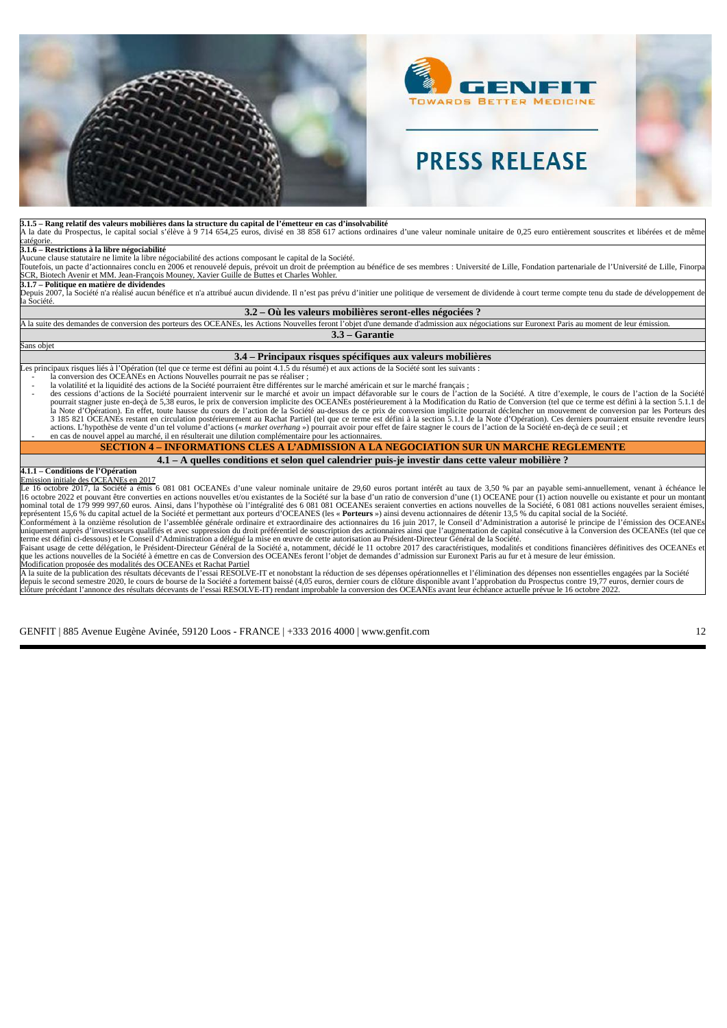**3.1.5 – Rang relatif des valeurs mobilières dans la structure du capital de l'émetteur en cas d'insolvabilité**

A la date du Prospectus, le capital social s'élève à 9 714 654,25 euros, divisé en 38 858 617 actions ordinaires d'une valeur nominale unitaire de 0,25 euro entièrement souscrites et libérées et de même catégorie.

**3.1.6 – Restrictions à la libre négociabilité**

Aucune clause statutaire ne limite la libre négociabilité des actions composant le capital de la Société.

Toutefois, un pacte d'actionnaires conclu en 2006 et renouvelé depuis, prévoit un droit de préemption au bénéfice de ses membres : Université de Lille, Fondation partenariale de l'Université de Lille, Finorpa SCR, Biotech Avenir et MM. Jean-François Mouney, Xavier Guille de Buttes et Charles Wohler.

**3.1.7 – Politique en matière de dividendes**

Depuis 2007, la Société n'a réalisé aucun bénéfice et n'a attribué aucun dividende. Il n'est pas prévu d'initier une politique de versement de dividende à court terme compte tenu du stade de développement de la Société.

## 3.2 – Où les valeurs mobilières seront-elles négociées ?

A la suite des demandes de conversion des porteurs des OCEANEs, les Actions Nouvelles feront l'objet d'une demande d'admission aux négociations sur Euronext Paris au moment de leur émission.

## 3.3 – Garantie

Sans objet

## 3.4 – Principaux risques spécifiques aux valeurs mobilières

Les principaux risques liés à l'Opération (tel que ce terme est défini au point 4.1.5 du résumé) et aux actions de la Société sont les suivants :

- la conversion des OCEANEs en Actions Nouvelles pourrait ne pas se réaliser ;
- la volatilité et la liquidité des actions de la Société pourraient être différentes sur le marché américain et sur le marché français ;
- des cessions d'actions de la Société pourraient intervenir sur le marché et avoir un impact défavorable sur le cours de l'action de la Société. A titre d'exemple, le cours de l'action de la Société pourrait stagner juste en-deçà de 5,38 euros, le prix de conversion implicite des OCEANEs postérieurement à la Modification du Ratio de Conversion (tel que ce terme est défini à la section 5.1.1 de la Note d'Opération). En effet, toute hausse du cours de l'action de la Société au-dessus de ce prix de conversion implicite pourrait déclencher un mouvement de conversion par les Porteurs des 3 185 821 OCEANEs restant en circulation postérieurement au Rachat Partiel (tel que ce terme est défini à la section 5.1.1 de la Note d'Opération). Ces derniers pourraient ensuite revendre leurs actions. L'hypothèse de vente d'un tel volume d'actions (« *market overhang* ») pourrait avoir pour effet de faire stagner le cours de l'action de la Société en-deçà de ce seuil ; et
- en cas de nouvel appel au marché, il en résulterait une dilution complémentaire pour les actionnaires.

# SECTION 4 – INFORMATIONS CLES A L'ADMISSION A LA NEGOCIATION SUR UN MARCHE REGLEMENTE

## 4.1 – A quelles conditions et selon quel calendrier puis-je investir dans cette valeur mobilière ?

**4.1.1 – Conditions de l'Opération**

Emission initiale des OCEANEs en 2017

Le 16 octobre 2017, la Société a émis 6 081 081 OCEANEs d'une valeur nominale unitaire de 29,60 euros portant intérêt au taux de 3,50 % par an payable semi-annuellement, venant à échéance le 16 octobre 2022 et pouvant être converties en actions nouvelles et/ou existantes de la Société sur la base d'un ratio de conversion d'une (1) OCEANE pour (1) action nouvelle ou existante et pour un montant nominal total de 179 999 997,60 euros. Ainsi, dans l'hypothèse où l'intégralité des 6 081 081 OCEANEs seraient converties en actions nouvelles de la Société, 6 081 081 actions nouvelles seraient émises, représentent 15,6 % du capital actuel de la Société et permettant aux porteurs d'OCEANES (les « **Porteurs** ») ainsi devenu actionnaires de détenir 13,5 % du capital social de la Société.

Conformément à la onzième résolution de l'assemblée générale ordinaire et extraordinaire des actionnaires du 16 juin 2017, le Conseil d'Administration a autorisé le principe de l'émission des OCEANEs uniquement auprès d'investisseurs qualifiés et avec suppression du droit préférentiel de souscription des actionnaires ainsi que l'augmentation de capital consécutive à la Conversion des OCEANEs (tel que ce terme est défini ci-dessous) et le Conseil d'Administration a délégué la mise en œuvre de cette autorisation au Président-Directeur Général de la Société.

Faisant usage de cette délégation, le Président-Directeur Général de la Société a, notamment, décidé le 11 octobre 2017 des caractéristiques, modalités et conditions financières définitives des OCEANEs et que les actions nouvelles de la Société à émettre en cas de Conversion des OCEANEs feront l'objet de demandes d'admission sur Euronext Paris au fur et à mesure de leur émission.

Modification proposée des modalités des OCEANEs et Rachat Partiel

A la suite de la publication des résultats décevants de l'essai RESOLVE-IT et nonobstant la réduction de ses dépenses opérationnelles et l'élimination des dépenses non essentielles engagées par la Société depuis le second semestre 2020, le cours de bourse de la Société a fortement baissé (4,05 euros, dernier cours de clôture disponible avant l'approbation du Prospectus contre 19,77 euros, dernier cours de clôture précédant l'annonce des résultats décevants de l'essai RESOLVE-IT) rendant improbable la conversion des OCEANEs avant leur échéance actuelle prévue le 16 octobre 2022.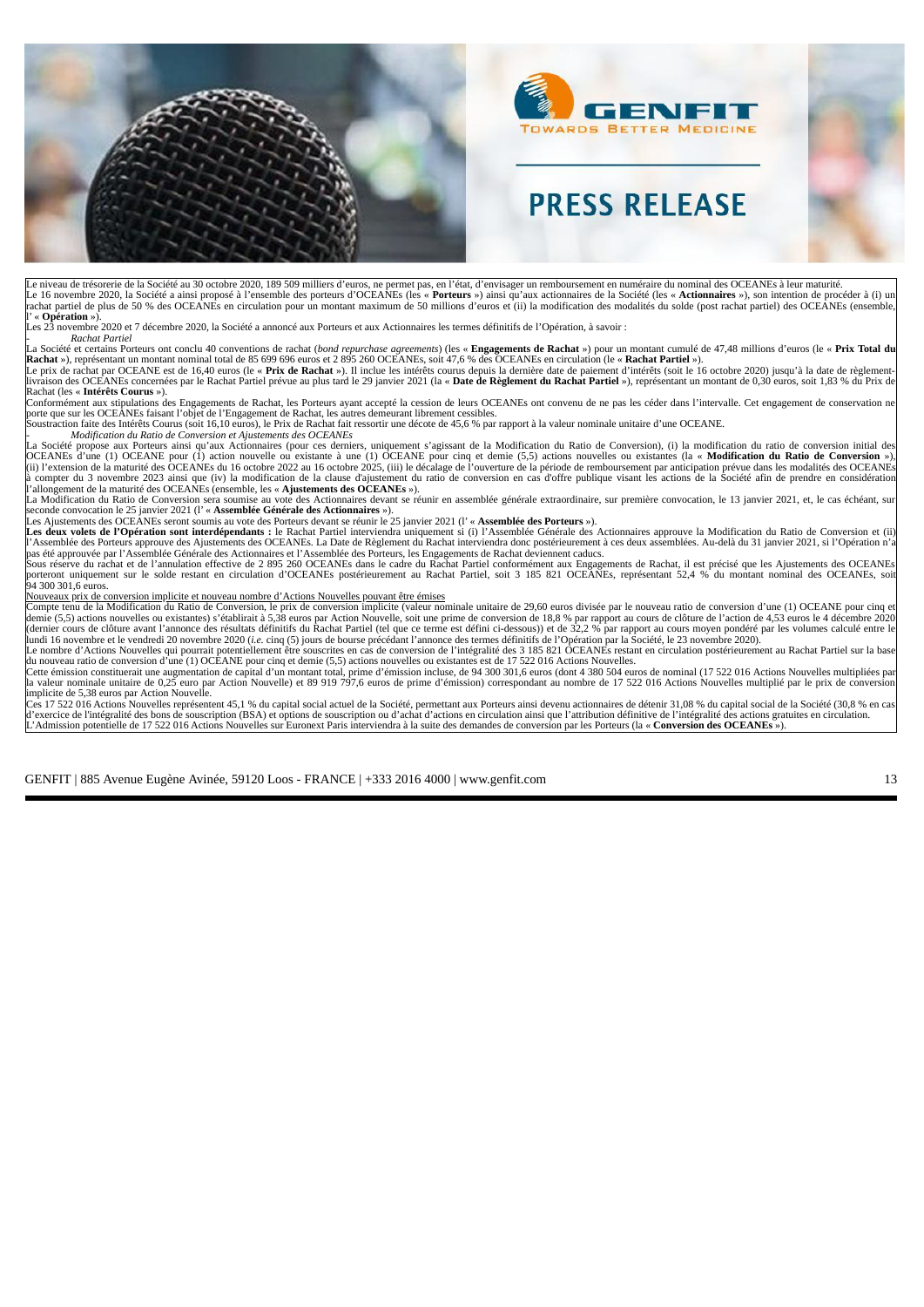Le niveau de trésorerie de la Société au 30 octobre 2020, 189 509 milliers d'euros, ne permet pas, en l'état, d'envisager un remboursement en numéraire du nominal des OCEANEs à leur maturité.

Le 16 novembre 2020, la Société a ainsi proposé à l'ensemble des porteurs d'OCEANEs (les « **Porteurs** ») ainsi qu'aux actionnaires de la Société (les « **Actionnaires** »), son intention de procéder à (i) un rachat partiel de plus de 50 % des OCEANEs en circulation pour un montant maximum de 50 millions d'euros et (ii) la modification des modalités du solde (post rachat partiel) des OCEANEs (ensemble, l' « **Opération** »).

Les 23 novembre 2020 et 7 décembre 2020, la Société a annoncé aux Porteurs et aux Actionnaires les termes définitifs de l'Opération, à savoir :

- *Rachat Partiel*

La Société et certains Porteurs ont conclu 40 conventions de rachat (*bond repurchase agreements*) (les « **Engagements de Rachat** ») pour un montant cumulé de 47,48 millions d'euros (le « **Prix Total du Rachat** »), représentant un montant nominal total de 85 699 696 euros et 2 895 260 OCEANEs, soit 47,6 % des OCEANEs en circulation (le « **Rachat Partiel** »).

Le prix de rachat par OCEANE est de 16,40 euros (le « **Prix de Rachat** »). Il inclue les intérêts courus depuis la dernière date de paiement d'intérêts (soit le 16 octobre 2020) jusqu'à la date de règlement-livraison des OCEANEs concernées par le Rachat Partiel prévue au plus tard le 29 janvier 2021 (la « **Date de Règlement du Rachat Partiel** »), représentant un montant de 0,30 euros, soit 1,83 % du Prix de Rachat (les « **Intérêts Courus** »).

Conformément aux stipulations des Engagements de Rachat, les Porteurs ayant accepté la cession de leurs OCEANEs ont convenu de ne pas les céder dans l'intervalle. Cet engagement de conservation ne porte que sur les OCEANEs faisant l'objet de l'Engagement de Rachat, les autres demeurant librement cessibles.

Soustraction faite des Intérêts Courus (soit 16,10 euros), le Prix de Rachat fait ressortir une décote de 45,6 % par rapport à la valeur nominale unitaire d'une OCEANE.

- *Modification du Ratio de Conversion et Ajustements des OCEANEs*

La Société propose aux Porteurs ainsi qu'aux Actionnaires (pour ces derniers, uniquement s'agissant de la Modification du Ratio de Conversion), (i) la modification du ratio de conversion initial des OCEANEs d'une (1) OCEANE pour (1) action nouvelle ou existante à une (1) OCEANE pour cinq et demie (5,5) actions nouvelles ou existantes (la « **Modification du Ratio de Conversion** »), (ii) l'extension de la maturité des OCEANEs du 16 octobre 2022 au 16 octobre 2025, (iii) le décalage de l'ouverture de la période de remboursement par anticipation prévue dans les modalités des OCEANEs à compter du 3 novembre 2023 ainsi que (iv) la modification de la clause d'ajustement du ratio de conversion en cas d'offre publique visant les actions de la Société afin de prendre en considération l'allongement de la maturité des OCEANEs (ensemble, les « **Ajustements des OCEANEs** »).

La Modification du Ratio de Conversion sera soumise au vote des Actionnaires devant se réunir en assemblée générale extraordinaire, sur première convocation, le 13 janvier 2021, et, le cas échéant, sur seconde convocation le 25 janvier 2021 (l' « **Assemblée Générale des Actionnaires** »).

Les Ajustements des OCEANEs seront soumis au vote des Porteurs devant se réunir le 25 janvier 2021 (l' « **Assemblée des Porteurs** »).

**Les deux volets de l'Opération sont interdépendants :** le Rachat Partiel interviendra uniquement si (i) l'Assemblée Générale des Actionnaires approuve la Modification du Ratio de Conversion et (ii) l'Assemblée des Porteurs approuve des Ajustements des OCEANEs. La Date de Règlement du Rachat interviendra donc postérieurement à ces deux assemblées. Au-delà du 31 janvier 2021, si l'Opération n'a pas été approuvée par l'Assemblée Générale des Actionnaires et l'Assemblée des Porteurs, les Engagements de Rachat deviennent caducs.

Sous réserve du rachat et de l'annulation effective de 2 895 260 OCEANEs dans le cadre du Rachat Partiel conformément aux Engagements de Rachat, il est précisé que les Ajustements des OCEANEs porteront uniquement sur le solde restant en circulation d'OCEANEs postérieurement au Rachat Partiel, soit 3 185 821 OCEANEs, représentant 52,4 % du montant nominal des OCEANEs, soit 94 300 301,6 euros.

Nouveaux prix de conversion implicite et nouveau nombre d'Actions Nouvelles pouvant être émises

Compte tenu de la Modification du Ratio de Conversion, le prix de conversion implicite (valeur nominale unitaire de 29,60 euros divisée par le nouveau ratio de conversion d'une (1) OCEANE pour cinq et demie (5,5) actions nouvelles ou existantes) s'établirait à 5,38 euros par Action Nouvelle, soit une prime de conversion de 18,8 % par rapport au cours de clôture de l'action de 4,53 euros le 4 décembre 2020 (dernier cours de clôture avant l'annonce des résultats définitifs du Rachat Partiel (tel que ce terme est défini ci-dessous)) et de 32,2 % par rapport au cours moyen pondéré par les volumes calculé entre le lundi 16 novembre et le vendredi 20 novembre 2020 (*i.e.* cinq (5) jours de bourse précédant l'annonce des termes définitifs de l'Opération par la Société, le 23 novembre 2020).

Le nombre d'Actions Nouvelles qui pourrait potentiellement être souscrites en cas de conversion de l'intégralité des 3 185 821 OCEANEs restant en circulation postérieurement au Rachat Partiel sur la base du nouveau ratio de conversion d'une (1) OCEANE pour cinq et demie (5,5) actions nouvelles ou existantes est de 17 522 016 Actions Nouvelles.

Cette émission constituerait une augmentation de capital d'un montant total, prime d'émission incluse, de 94 300 301,6 euros (dont 4 380 504 euros de nominal (17 522 016 Actions Nouvelles multipliées par la valeur nominale unitaire de 0,25 euro par Action Nouvelle) et 89 919 797,6 euros de prime d'émission) correspondant au nombre de 17 522 016 Actions Nouvelles multiplié par le prix de conversion implicite de 5,38 euros par Action Nouvelle.

Ces 17 522 016 Actions Nouvelles représentent 45,1 % du capital social actuel de la Société, permettant aux Porteurs ainsi devenu actionnaires de détenir 31,08 % du capital social de la Société (30,8 % en cas d'exercice de l'intégralité des bons de souscription (BSA) et options de souscription ou d'achat d'actions en circulation ainsi que l'attribution définitive de l'intégralité des actions gratuites en circulation.

L'Admission potentielle de 17 522 016 Actions Nouvelles sur Euronext Paris interviendra à la suite des demandes de conversion par les Porteurs (la « **Conversion des OCEANEs** »).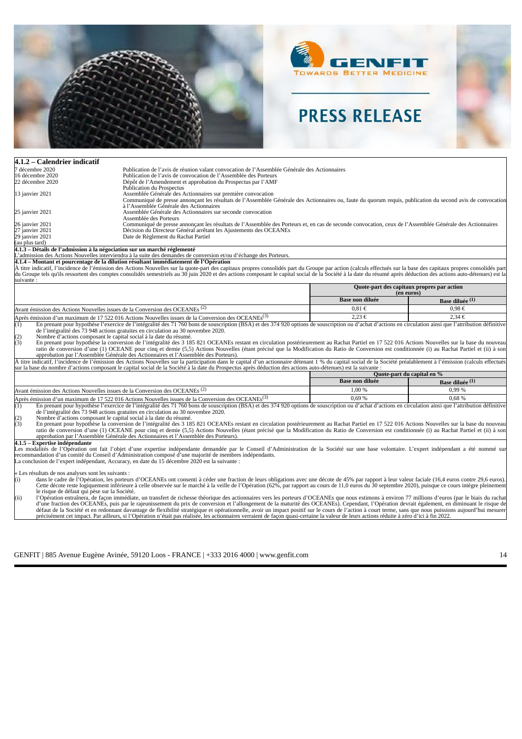#### 4.1.2 – Calendrier indicatif

| | |
|---|---|
| 7 décembre 2020 | Publication de l'avis de réunion valant convocation de l'Assemblée Générale des Actionnaires |
| 16 décembre 2020 | Publication de l'avis de convocation de l'Assemblée des Porteurs |
| 22 décembre 2020 | Dépôt de l'Amendement et approbation du Prospectus par l'AMF<br>Publication du Prospectus |
| 13 janvier 2021 | Assemblée Générale des Actionnaires sur première convocation<br>Communiqué de presse annonçant les résultats de l'Assemblée Générale des Actionnaires ou, faute du quorum requis, publication du second avis de convocation à l'Assemblée Générale des Actionnaires |
| 25 janvier 2021 | Assemblée Générale des Actionnaires sur seconde convocation<br>Assemblée des Porteurs |
| 26 janvier 2021 | Communiqué de presse annonçant les résultats de l'Assemblée des Porteurs et, en cas de seconde convocation, ceux de l'Assemblée Générale des Actionnaires |
| 27 janvier 2021 | Décision du Directeur Général arrêtant les Ajustements des OCEANEs |
| 29 janvier 2021 (au plus tard) | Date de Règlement du Rachat Partiel |

#### 4.1.3 – Détails de l'admission à la négociation sur un marché réglementé

L'admission des Actions Nouvelles interviendra à la suite des demandes de conversion et/ou d'échange des Porteurs.

#### 4.1.4 – Montant et pourcentage de la dilution résultant immédiatement de l'Opération

À titre indicatif, l'incidence de l'émission des Actions Nouvelles sur la quote-part des capitaux propres consolidés part du Groupe par action (calculs effectués sur la base des capitaux propres consolidés part du Groupe tels qu'ils ressortent des comptes consolidés semestriels au 30 juin 2020 et des actions composant le capital social de la Société à la date du résumé après déduction des actions auto-détenues) est la suivante :

| | Quote-part des capitaux propres par action (en euros) | |
|---|---|---|
| | Base non diluée | Base diluée (1) |
| Avant émission des Actions Nouvelles issues de la Conversion des OCEANEs (2) | 0,81 € | 0,98 € |
| Après émission d'un maximum de 17 522 016 Actions Nouvelles issues de la Conversion des OCEANEs(3) | 2,23 € | 2,34 € |

(1) En prenant pour hypothèse l'exercice de l'intégralité des 71 760 bons de souscription (BSA) et des 374 920 options de souscription ou d'achat d'actions en circulation ainsi que l'attribution définitive de l'intégralité des 73 948 actions gratuites en circulation au 30 novembre 2020.
(2) Nombre d'actions composant le capital social à la date du résumé.
(3) En prenant pour hypothèse la conversion de l'intégralité des 3 185 821 OCEANEs restant en circulation postérieurement au Rachat Partiel en 17 522 016 Actions Nouvelles sur la base du nouveau ratio de conversion d'une (1) OCEANE pour cinq et demie (5,5) Actions Nouvelles (étant précisé que la Modification du Ratio de Conversion est conditionnée (i) au Rachat Partiel et (ii) à son approbation par l'Assemblée Générale des Actionnaires et l'Assemblée des Porteurs).

À titre indicatif, l'incidence de l'émission des Actions Nouvelles sur la participation dans le capital d'un actionnaire détenant 1 % du capital social de la Société préalablement à l'émission (calculs effectués sur la base du nombre d'actions composant le capital social de la Société à la date du Prospectus après déduction des actions auto-détenues) est la suivante :

| | Quote-part du capital en % | |
|---|---|---|
| | Base non diluée | Base diluée (1) |
| Avant émission des Actions Nouvelles issues de la Conversion des OCEANEs (2) | 1,00 % | 0,99 % |
| Après émission d'un maximum de 17 522 016 Actions Nouvelles issues de la Conversion des OCEANEs(3) | 0,69 % | 0,68 % |

(1) En prenant pour hypothèse l'exercice de l'intégralité des 71 760 bons de souscription (BSA) et des 374 920 options de souscription ou d'achat d'actions en circulation ainsi que l'attribution définitive de l'intégralité des 73 948 actions gratuites en circulation au 30 novembre 2020.
(2) Nombre d'actions composant le capital social à la date du résumé.
(3) En prenant pour hypothèse la conversion de l'intégralité des 3 185 821 OCEANEs restant en circulation postérieurement au Rachat Partiel en 17 522 016 Actions Nouvelles sur la base du nouveau ratio de conversion d'une (1) OCEANE pour cinq et demie (5,5) Actions Nouvelles (étant précisé que la Modification du Ratio de Conversion est conditionnée (i) au Rachat Partiel et (ii) à son approbation par l'Assemblée Générale des Actionnaires et l'Assemblée des Porteurs).

#### 4.1.5 – Expertise indépendante

Les modalités de l'Opération ont fait l'objet d'une expertise indépendante demandée par le Conseil d'Administration de la Société sur une base volontaire. L'expert indépendant a été nommé sur recommandation d'un comité du Conseil d'Administration composé d'une majorité de membres indépendants.

La conclusion de l'expert indépendant, Accuracy, en date du 15 décembre 2020 est la suivante :

« Les résultats de nos analyses sont les suivants :

(i) dans le cadre de l'Opération, les porteurs d'OCEANEs ont consenti à céder une fraction de leurs obligations avec une décote de 45% par rapport à leur valeur faciale (16,4 euros contre 29,6 euros). Cette décote reste logiquement inférieure à celle observée sur le marché à la veille de l'Opération (62%, par rapport au cours de 11,0 euros du 30 septembre 2020), puisque ce cours intègre pleinement le risque de défaut qui pèse sur la Société.

(ii) l'Opération entraînera, de façon immédiate, un transfert de richesse théorique des actionnaires vers les porteurs d'OCEANEs que nous estimons à environ 77 millions d'euros (par le biais du rachat d'une fraction des OCEANEs, puis par le rajeunissement du prix de conversion et l'allongement de la maturité des OCEANEs). Cependant, l'Opération devrait également, en diminuant le risque de défaut de la Société et en redonnant davantage de flexibilité stratégique et opérationnelle, avoir un impact positif sur le cours de l'action à court terme, sans que nous puissions aujourd'hui mesurer précisément cet impact. Par ailleurs, si l'Opération n'était pas réalisée, les actionnaires verraient de façon quasi-certaine la valeur de leurs actions réduite à zéro d'ici à fin 2022.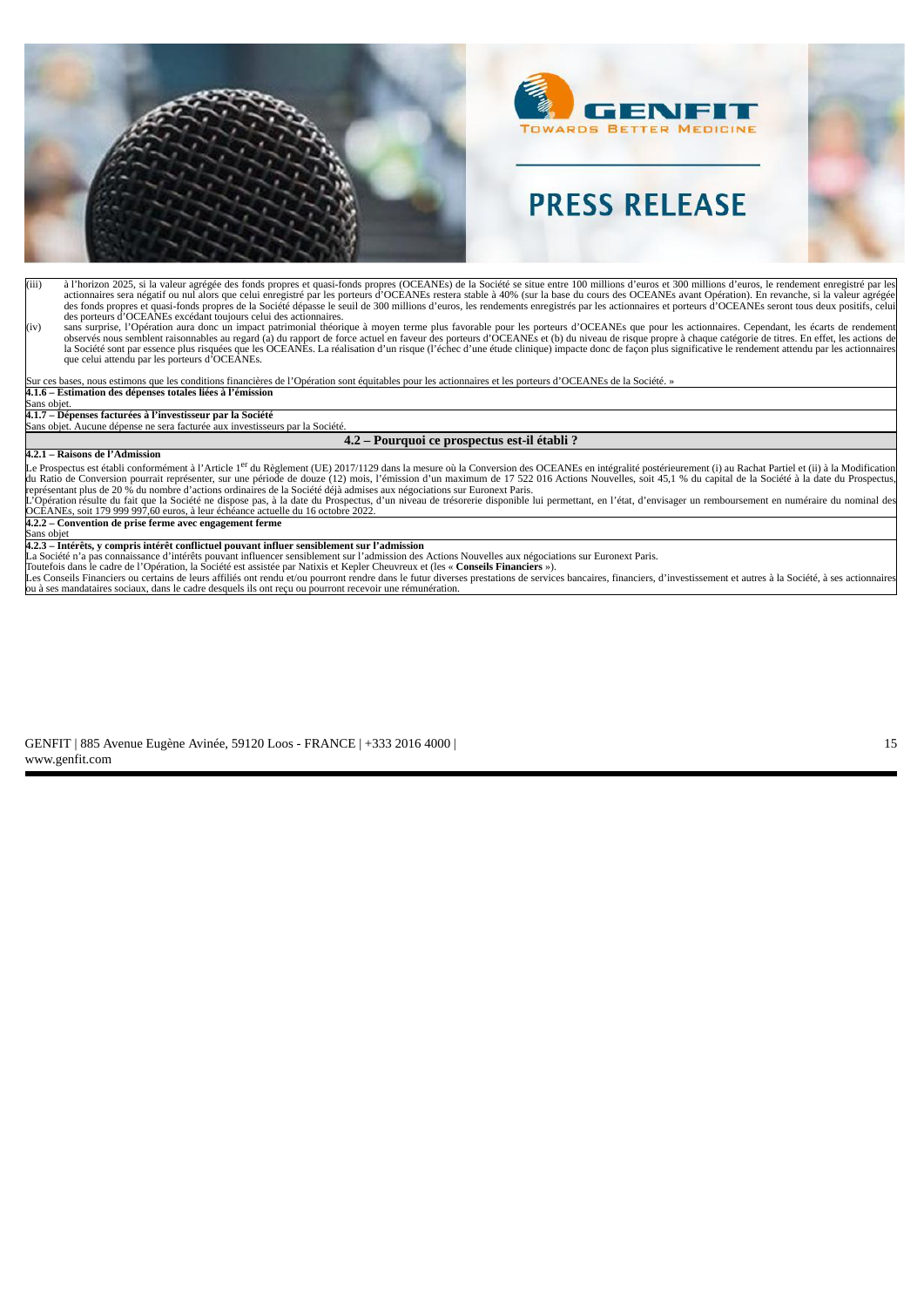(iii) à l'horizon 2025, si la valeur agrégée des fonds propres et quasi-fonds propres (OCEANEs) de la Société se situe entre 100 millions d'euros et 300 millions d'euros, le rendement enregistré par les actionnaires sera négatif ou nul alors que celui enregistré par les porteurs d'OCEANEs restera stable à 40% (sur la base du cours des OCEANEs avant Opération). En revanche, si la valeur agrégée des fonds propres et quasi-fonds propres de la Société dépasse le seuil de 300 millions d'euros, les rendements enregistrés par les actionnaires et porteurs d'OCEANEs seront tous deux positifs, celui des porteurs d'OCEANEs excédant toujours celui des actionnaires.

(iv) sans surprise, l'Opération aura donc un impact patrimonial théorique à moyen terme plus favorable pour les porteurs d'OCEANEs que pour les actionnaires. Cependant, les écarts de rendement observés nous semblent raisonnables au regard (a) du rapport de force actuel en faveur des porteurs d'OCEANEs et (b) du niveau de risque propre à chaque catégorie de titres. En effet, les actions de la Société sont par essence plus risquées que les OCEANEs. La réalisation d'un risque (l'échec d'une étude clinique) impacte donc de façon plus significative le rendement attendu par les actionnaires que celui attendu par les porteurs d'OCEANEs.

Sur ces bases, nous estimons que les conditions financières de l'Opération sont équitables pour les actionnaires et les porteurs d'OCEANEs de la Société. »

**4.1.6 – Estimation des dépenses totales liées à l'émission**

Sans objet.

**4.1.7 – Dépenses facturées à l'investisseur par la Société**

Sans objet. Aucune dépense ne sera facturée aux investisseurs par la Société.

**4.2 – Pourquoi ce prospectus est-il établi ?**

**4.2.1 – Raisons de l'Admission**

Le Prospectus est établi conformément à l'Article 1er du Règlement (UE) 2017/1129 dans la mesure où la Conversion des OCEANEs en intégralité postérieurement (i) au Rachat Partiel et (ii) à la Modification du Ratio de Conversion pourrait représenter, sur une période de douze (12) mois, l'émission d'un maximum de 17 522 016 Actions Nouvelles, soit 45,1 % du capital de la Société à la date du Prospectus, représentant plus de 20 % du nombre d'actions ordinaires de la Société déjà admises aux négociations sur Euronext Paris.

L'Opération résulte du fait que la Société ne dispose pas, à la date du Prospectus, d'un niveau de trésorerie disponible lui permettant, en l'état, d'envisager un remboursement en numéraire du nominal des OCEANEs, soit 179 999 997,60 euros, à leur échéance actuelle du 16 octobre 2022.

**4.2.2 – Convention de prise ferme avec engagement ferme**

Sans objet

**4.2.3 – Intérêts, y compris intérêt conflictuel pouvant influer sensiblement sur l'admission**

La Société n'a pas connaissance d'intérêts pouvant influencer sensiblement sur l'admission des Actions Nouvelles aux négociations sur Euronext Paris.

Toutefois dans le cadre de l'Opération, la Société est assistée par Natixis et Kepler Cheuvreux et (les « **Conseils Financiers** »).

Les Conseils Financiers ou certains de leurs affiliés ont rendu et/ou pourront rendre dans le futur diverses prestations de services bancaires, financiers, d'investissement et autres à la Société, à ses actionnaires ou à ses mandataires sociaux, dans le cadre desquels ils ont reçu ou pourront recevoir une rémunération.